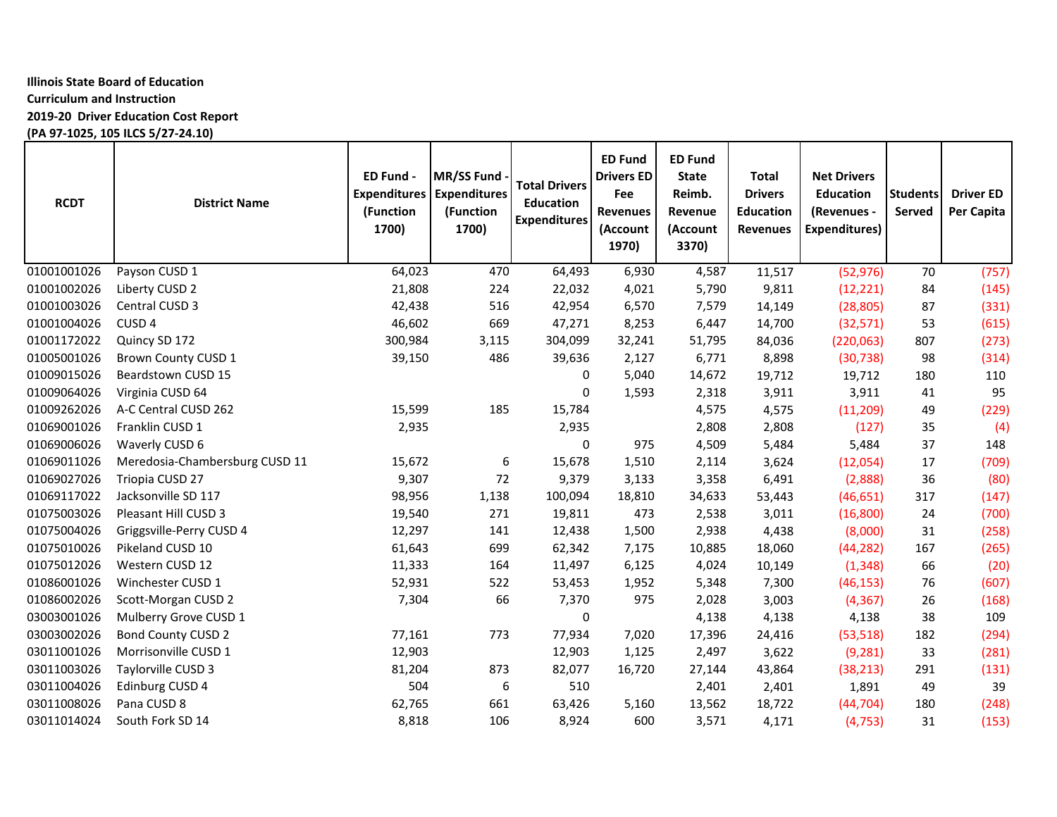**Illinois State Board of Education**
**Curriculum and Instruction**
**2019-20 Driver Education Cost Report**
**(PA 97-1025, 105 ILCS 5/27-24.10)**

| RCDT | District Name | ED Fund - Expenditures (Function 1700) | MR/SS Fund - Expenditures (Function 1700) | Total Drivers Education Expenditures | ED Fund Drivers ED Fee Revenues (Account 1970) | ED Fund State Reimb. Revenue (Account 3370) | Total Drivers Education Revenues | Net Drivers Education (Revenues - Expenditures) | Students Served | Driver ED Per Capita |
|---|---|---|---|---|---|---|---|---|---|---|
| 01001001026 | Payson CUSD 1 | 64,023 | 470 | 64,493 | 6,930 | 4,587 | 11,517 | (52,976) | 70 | (757) |
| 01001002026 | Liberty CUSD 2 | 21,808 | 224 | 22,032 | 4,021 | 5,790 | 9,811 | (12,221) | 84 | (145) |
| 01001003026 | Central CUSD 3 | 42,438 | 516 | 42,954 | 6,570 | 7,579 | 14,149 | (28,805) | 87 | (331) |
| 01001004026 | CUSD 4 | 46,602 | 669 | 47,271 | 8,253 | 6,447 | 14,700 | (32,571) | 53 | (615) |
| 01001172022 | Quincy SD 172 | 300,984 | 3,115 | 304,099 | 32,241 | 51,795 | 84,036 | (220,063) | 807 | (273) |
| 01005001026 | Brown County CUSD 1 | 39,150 | 486 | 39,636 | 2,127 | 6,771 | 8,898 | (30,738) | 98 | (314) |
| 01009015026 | Beardstown CUSD 15 | | | 0 | 5,040 | 14,672 | 19,712 | 19,712 | 180 | 110 |
| 01009064026 | Virginia CUSD 64 | | | 0 | 1,593 | 2,318 | 3,911 | 3,911 | 41 | 95 |
| 01009262026 | A-C Central CUSD 262 | 15,599 | 185 | 15,784 | | 4,575 | 4,575 | (11,209) | 49 | (229) |
| 01069001026 | Franklin CUSD 1 | 2,935 | | 2,935 | | 2,808 | 2,808 | (127) | 35 | (4) |
| 01069006026 | Waverly CUSD 6 | | | 0 | 975 | 4,509 | 5,484 | 5,484 | 37 | 148 |
| 01069011026 | Meredosia-Chambersburg CUSD 11 | 15,672 | 6 | 15,678 | 1,510 | 2,114 | 3,624 | (12,054) | 17 | (709) |
| 01069027026 | Triopia CUSD 27 | 9,307 | 72 | 9,379 | 3,133 | 3,358 | 6,491 | (2,888) | 36 | (80) |
| 01069117022 | Jacksonville SD 117 | 98,956 | 1,138 | 100,094 | 18,810 | 34,633 | 53,443 | (46,651) | 317 | (147) |
| 01075003026 | Pleasant Hill CUSD 3 | 19,540 | 271 | 19,811 | 473 | 2,538 | 3,011 | (16,800) | 24 | (700) |
| 01075004026 | Griggsville-Perry CUSD 4 | 12,297 | 141 | 12,438 | 1,500 | 2,938 | 4,438 | (8,000) | 31 | (258) |
| 01075010026 | Pikeland CUSD 10 | 61,643 | 699 | 62,342 | 7,175 | 10,885 | 18,060 | (44,282) | 167 | (265) |
| 01075012026 | Western CUSD 12 | 11,333 | 164 | 11,497 | 6,125 | 4,024 | 10,149 | (1,348) | 66 | (20) |
| 01086001026 | Winchester CUSD 1 | 52,931 | 522 | 53,453 | 1,952 | 5,348 | 7,300 | (46,153) | 76 | (607) |
| 01086002026 | Scott-Morgan CUSD 2 | 7,304 | 66 | 7,370 | 975 | 2,028 | 3,003 | (4,367) | 26 | (168) |
| 03003001026 | Mulberry Grove CUSD 1 | | | 0 | | 4,138 | 4,138 | 4,138 | 38 | 109 |
| 03003002026 | Bond County CUSD 2 | 77,161 | 773 | 77,934 | 7,020 | 17,396 | 24,416 | (53,518) | 182 | (294) |
| 03011001026 | Morrisonville CUSD 1 | 12,903 | | 12,903 | 1,125 | 2,497 | 3,622 | (9,281) | 33 | (281) |
| 03011003026 | Taylorville CUSD 3 | 81,204 | 873 | 82,077 | 16,720 | 27,144 | 43,864 | (38,213) | 291 | (131) |
| 03011004026 | Edinburg CUSD 4 | 504 | 6 | 510 | | 2,401 | 2,401 | 1,891 | 49 | 39 |
| 03011008026 | Pana CUSD 8 | 62,765 | 661 | 63,426 | 5,160 | 13,562 | 18,722 | (44,704) | 180 | (248) |
| 03011014024 | South Fork SD 14 | 8,818 | 106 | 8,924 | 600 | 3,571 | 4,171 | (4,753) | 31 | (153) |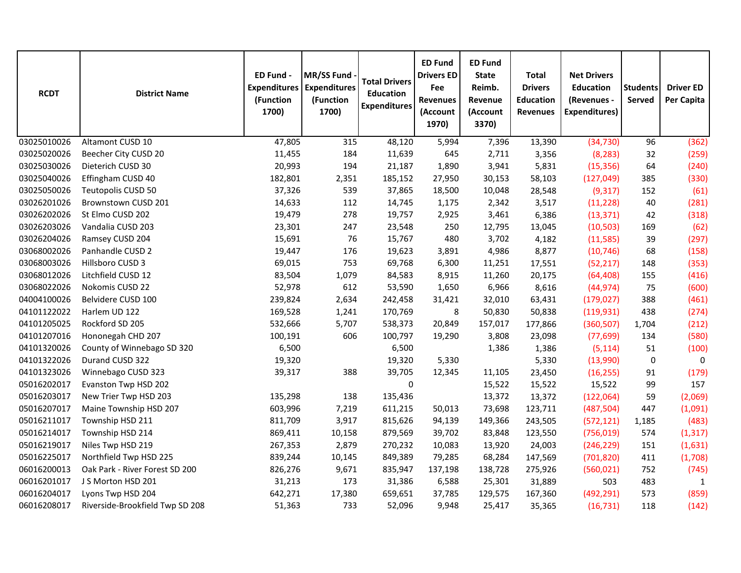| RCDT | District Name | ED Fund - Expenditures (Function 1700) | MR/SS Fund - Expenditures (Function 1700) | Total Drivers Education Expenditures | ED Fund Drivers ED Fee Revenues (Account 1970) | ED Fund State Reimb. Revenue (Account 3370) | Total Drivers Education Revenues | Net Drivers Education (Revenues - Expenditures) | Students Served | Driver ED Per Capita |
|---|---|---|---|---|---|---|---|---|---|---|
| 03025010026 | Altamont CUSD 10 | 47,805 | 315 | 48,120 | 5,994 | 7,396 | 13,390 | (34,730) | 96 | (362) |
| 03025020026 | Beecher City CUSD 20 | 11,455 | 184 | 11,639 | 645 | 2,711 | 3,356 | (8,283) | 32 | (259) |
| 03025030026 | Dieterich CUSD 30 | 20,993 | 194 | 21,187 | 1,890 | 3,941 | 5,831 | (15,356) | 64 | (240) |
| 03025040026 | Effingham CUSD 40 | 182,801 | 2,351 | 185,152 | 27,950 | 30,153 | 58,103 | (127,049) | 385 | (330) |
| 03025050026 | Teutopolis CUSD 50 | 37,326 | 539 | 37,865 | 18,500 | 10,048 | 28,548 | (9,317) | 152 | (61) |
| 03026201026 | Brownstown CUSD 201 | 14,633 | 112 | 14,745 | 1,175 | 2,342 | 3,517 | (11,228) | 40 | (281) |
| 03026202026 | St Elmo CUSD 202 | 19,479 | 278 | 19,757 | 2,925 | 3,461 | 6,386 | (13,371) | 42 | (318) |
| 03026203026 | Vandalia CUSD 203 | 23,301 | 247 | 23,548 | 250 | 12,795 | 13,045 | (10,503) | 169 | (62) |
| 03026204026 | Ramsey CUSD 204 | 15,691 | 76 | 15,767 | 480 | 3,702 | 4,182 | (11,585) | 39 | (297) |
| 03068002026 | Panhandle CUSD 2 | 19,447 | 176 | 19,623 | 3,891 | 4,986 | 8,877 | (10,746) | 68 | (158) |
| 03068003026 | Hillsboro CUSD 3 | 69,015 | 753 | 69,768 | 6,300 | 11,251 | 17,551 | (52,217) | 148 | (353) |
| 03068012026 | Litchfield CUSD 12 | 83,504 | 1,079 | 84,583 | 8,915 | 11,260 | 20,175 | (64,408) | 155 | (416) |
| 03068022026 | Nokomis CUSD 22 | 52,978 | 612 | 53,590 | 1,650 | 6,966 | 8,616 | (44,974) | 75 | (600) |
| 04004100026 | Belvidere CUSD 100 | 239,824 | 2,634 | 242,458 | 31,421 | 32,010 | 63,431 | (179,027) | 388 | (461) |
| 04101122022 | Harlem UD 122 | 169,528 | 1,241 | 170,769 | 8 | 50,830 | 50,838 | (119,931) | 438 | (274) |
| 04101205025 | Rockford SD 205 | 532,666 | 5,707 | 538,373 | 20,849 | 157,017 | 177,866 | (360,507) | 1,704 | (212) |
| 04101207016 | Hononegah CHD 207 | 100,191 | 606 | 100,797 | 19,290 | 3,808 | 23,098 | (77,699) | 134 | (580) |
| 04101320026 | County of Winnebago SD 320 | 6,500 | | 6,500 | | 1,386 | 1,386 | (5,114) | 51 | (100) |
| 04101322026 | Durand CUSD 322 | 19,320 | | 19,320 | 5,330 | | 5,330 | (13,990) | 0 | 0 |
| 04101323026 | Winnebago CUSD 323 | 39,317 | 388 | 39,705 | 12,345 | 11,105 | 23,450 | (16,255) | 91 | (179) |
| 05016202017 | Evanston Twp HSD 202 | | | 0 | | 15,522 | 15,522 | 15,522 | 99 | 157 |
| 05016203017 | New Trier Twp HSD 203 | 135,298 | 138 | 135,436 | | 13,372 | 13,372 | (122,064) | 59 | (2,069) |
| 05016207017 | Maine Township HSD 207 | 603,996 | 7,219 | 611,215 | 50,013 | 73,698 | 123,711 | (487,504) | 447 | (1,091) |
| 05016211017 | Township HSD 211 | 811,709 | 3,917 | 815,626 | 94,139 | 149,366 | 243,505 | (572,121) | 1,185 | (483) |
| 05016214017 | Township HSD 214 | 869,411 | 10,158 | 879,569 | 39,702 | 83,848 | 123,550 | (756,019) | 574 | (1,317) |
| 05016219017 | Niles Twp HSD 219 | 267,353 | 2,879 | 270,232 | 10,083 | 13,920 | 24,003 | (246,229) | 151 | (1,631) |
| 05016225017 | Northfield Twp HSD 225 | 839,244 | 10,145 | 849,389 | 79,285 | 68,284 | 147,569 | (701,820) | 411 | (1,708) |
| 06016200013 | Oak Park - River Forest SD 200 | 826,276 | 9,671 | 835,947 | 137,198 | 138,728 | 275,926 | (560,021) | 752 | (745) |
| 06016201017 | J S Morton HSD 201 | 31,213 | 173 | 31,386 | 6,588 | 25,301 | 31,889 | 503 | 483 | 1 |
| 06016204017 | Lyons Twp HSD 204 | 642,271 | 17,380 | 659,651 | 37,785 | 129,575 | 167,360 | (492,291) | 573 | (859) |
| 06016208017 | Riverside-Brookfield Twp SD 208 | 51,363 | 733 | 52,096 | 9,948 | 25,417 | 35,365 | (16,731) | 118 | (142) |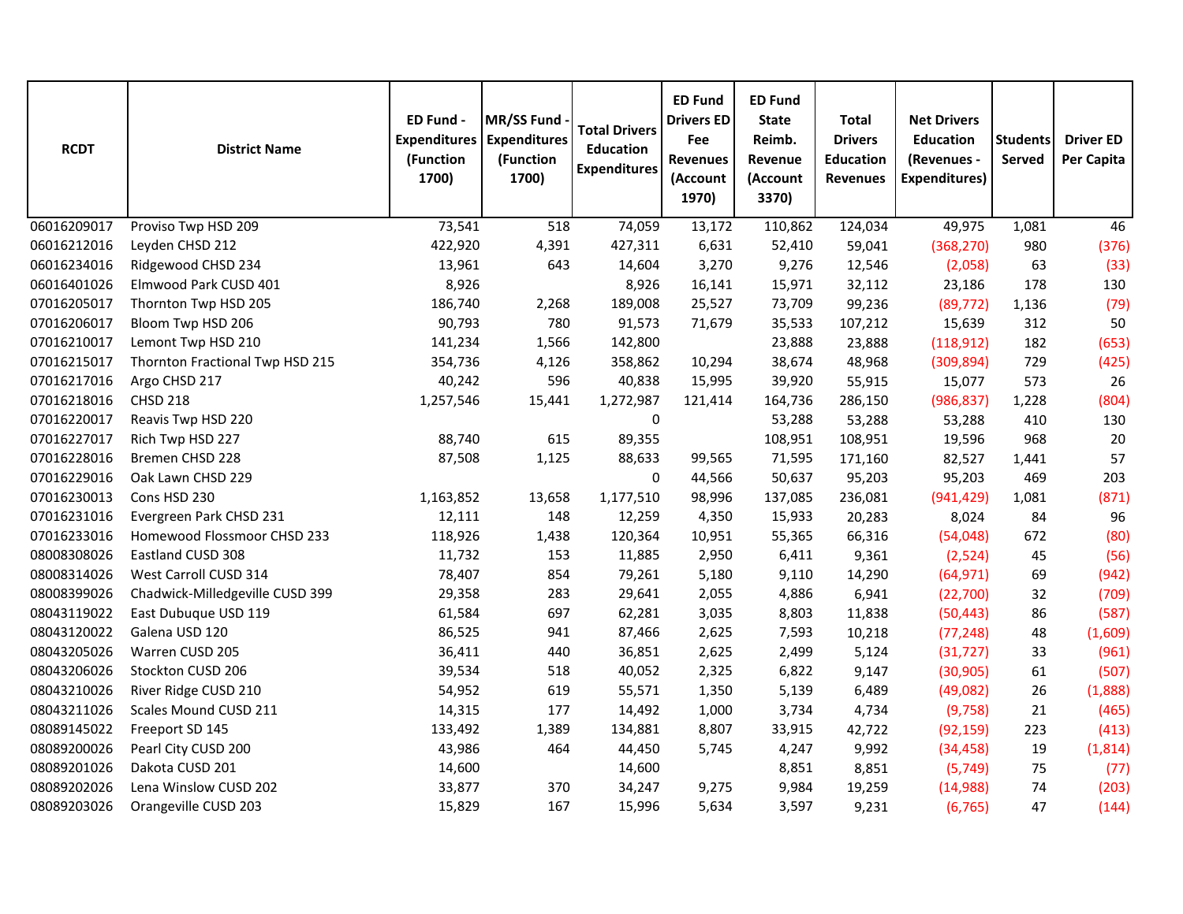| RCDT | District Name | ED Fund - Expenditures (Function 1700) | MR/SS Fund - Expenditures (Function 1700) | Total Drivers Education Expenditures | ED Fund Drivers ED Fee Revenues (Account 1970) | ED Fund State Reimb. Revenue (Account 3370) | Total Drivers Education Revenues | Net Drivers Education (Revenues - Expenditures) | Students Served | Driver ED Per Capita |
|---|---|---|---|---|---|---|---|---|---|---|
| 06016209017 | Proviso Twp HSD 209 | 73,541 | 518 | 74,059 | 13,172 | 110,862 | 124,034 | 49,975 | 1,081 | 46 |
| 06016212016 | Leyden CHSD 212 | 422,920 | 4,391 | 427,311 | 6,631 | 52,410 | 59,041 | (368,270) | 980 | (376) |
| 06016234016 | Ridgewood CHSD 234 | 13,961 | 643 | 14,604 | 3,270 | 9,276 | 12,546 | (2,058) | 63 | (33) |
| 06016401026 | Elmwood Park CUSD 401 | 8,926 | | 8,926 | 16,141 | 15,971 | 32,112 | 23,186 | 178 | 130 |
| 07016205017 | Thornton Twp HSD 205 | 186,740 | 2,268 | 189,008 | 25,527 | 73,709 | 99,236 | (89,772) | 1,136 | (79) |
| 07016206017 | Bloom Twp HSD 206 | 90,793 | 780 | 91,573 | 71,679 | 35,533 | 107,212 | 15,639 | 312 | 50 |
| 07016210017 | Lemont Twp HSD 210 | 141,234 | 1,566 | 142,800 | | 23,888 | 23,888 | (118,912) | 182 | (653) |
| 07016215017 | Thornton Fractional Twp HSD 215 | 354,736 | 4,126 | 358,862 | 10,294 | 38,674 | 48,968 | (309,894) | 729 | (425) |
| 07016217016 | Argo CHSD 217 | 40,242 | 596 | 40,838 | 15,995 | 39,920 | 55,915 | 15,077 | 573 | 26 |
| 07016218016 | CHSD 218 | 1,257,546 | 15,441 | 1,272,987 | 121,414 | 164,736 | 286,150 | (986,837) | 1,228 | (804) |
| 07016220017 | Reavis Twp HSD 220 | | | 0 | | 53,288 | 53,288 | 53,288 | 410 | 130 |
| 07016227017 | Rich Twp HSD 227 | 88,740 | 615 | 89,355 | | 108,951 | 108,951 | 19,596 | 968 | 20 |
| 07016228016 | Bremen CHSD 228 | 87,508 | 1,125 | 88,633 | 99,565 | 71,595 | 171,160 | 82,527 | 1,441 | 57 |
| 07016229016 | Oak Lawn CHSD 229 | | | 0 | 44,566 | 50,637 | 95,203 | 95,203 | 469 | 203 |
| 07016230013 | Cons HSD 230 | 1,163,852 | 13,658 | 1,177,510 | 98,996 | 137,085 | 236,081 | (941,429) | 1,081 | (871) |
| 07016231016 | Evergreen Park CHSD 231 | 12,111 | 148 | 12,259 | 4,350 | 15,933 | 20,283 | 8,024 | 84 | 96 |
| 07016233016 | Homewood Flossmoor CHSD 233 | 118,926 | 1,438 | 120,364 | 10,951 | 55,365 | 66,316 | (54,048) | 672 | (80) |
| 08008308026 | Eastland CUSD 308 | 11,732 | 153 | 11,885 | 2,950 | 6,411 | 9,361 | (2,524) | 45 | (56) |
| 08008314026 | West Carroll CUSD 314 | 78,407 | 854 | 79,261 | 5,180 | 9,110 | 14,290 | (64,971) | 69 | (942) |
| 08008399026 | Chadwick-Milledgeville CUSD 399 | 29,358 | 283 | 29,641 | 2,055 | 4,886 | 6,941 | (22,700) | 32 | (709) |
| 08043119022 | East Dubuque USD 119 | 61,584 | 697 | 62,281 | 3,035 | 8,803 | 11,838 | (50,443) | 86 | (587) |
| 08043120022 | Galena USD 120 | 86,525 | 941 | 87,466 | 2,625 | 7,593 | 10,218 | (77,248) | 48 | (1,609) |
| 08043205026 | Warren CUSD 205 | 36,411 | 440 | 36,851 | 2,625 | 2,499 | 5,124 | (31,727) | 33 | (961) |
| 08043206026 | Stockton CUSD 206 | 39,534 | 518 | 40,052 | 2,325 | 6,822 | 9,147 | (30,905) | 61 | (507) |
| 08043210026 | River Ridge CUSD 210 | 54,952 | 619 | 55,571 | 1,350 | 5,139 | 6,489 | (49,082) | 26 | (1,888) |
| 08043211026 | Scales Mound CUSD 211 | 14,315 | 177 | 14,492 | 1,000 | 3,734 | 4,734 | (9,758) | 21 | (465) |
| 08089145022 | Freeport SD 145 | 133,492 | 1,389 | 134,881 | 8,807 | 33,915 | 42,722 | (92,159) | 223 | (413) |
| 08089200026 | Pearl City CUSD 200 | 43,986 | 464 | 44,450 | 5,745 | 4,247 | 9,992 | (34,458) | 19 | (1,814) |
| 08089201026 | Dakota CUSD 201 | 14,600 | | 14,600 | | 8,851 | 8,851 | (5,749) | 75 | (77) |
| 08089202026 | Lena Winslow CUSD 202 | 33,877 | 370 | 34,247 | 9,275 | 9,984 | 19,259 | (14,988) | 74 | (203) |
| 08089203026 | Orangeville CUSD 203 | 15,829 | 167 | 15,996 | 5,634 | 3,597 | 9,231 | (6,765) | 47 | (144) |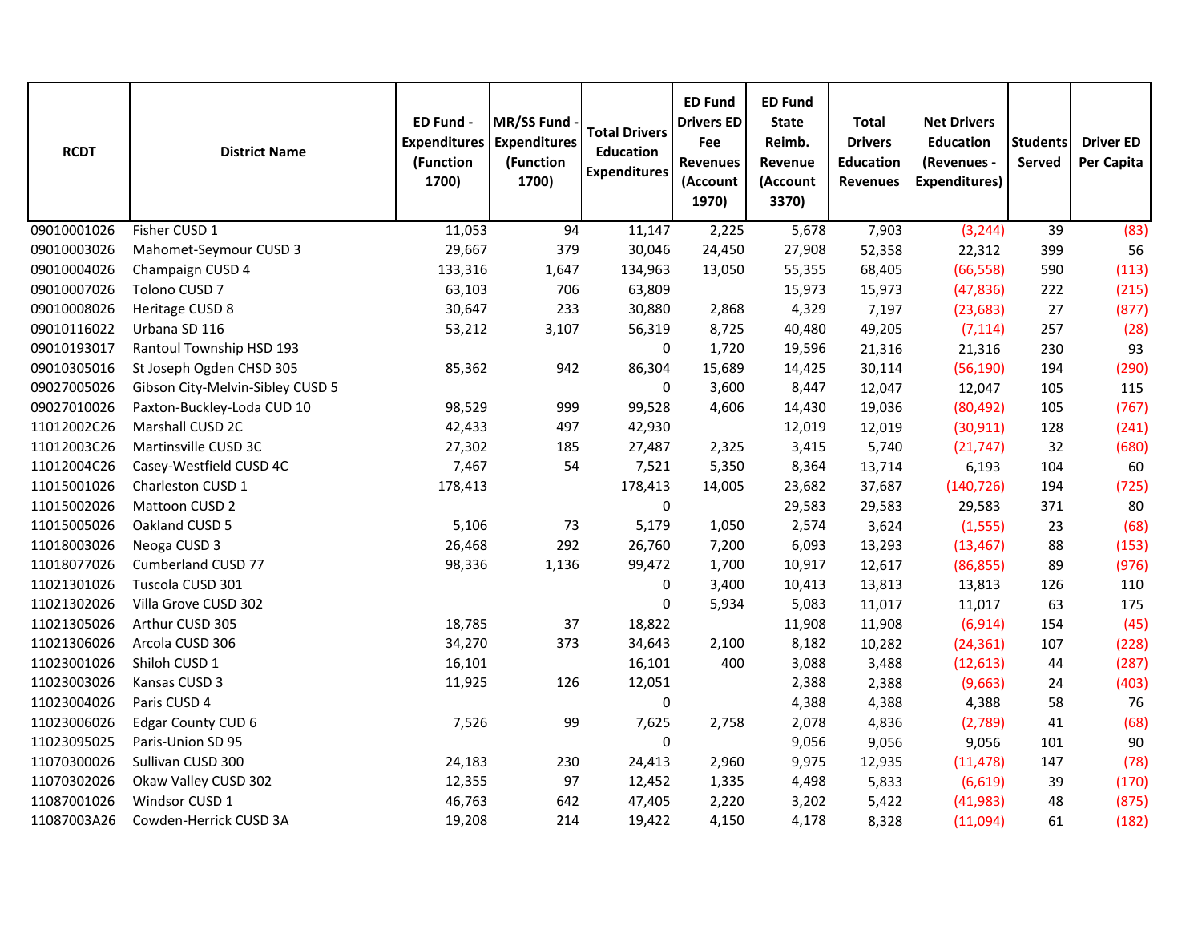| RCDT | District Name | ED Fund - Expenditures (Function 1700) | MR/SS Fund - Expenditures (Function 1700) | Total Drivers Education Expenditures | ED Fund Drivers ED Fee Revenues (Account 1970) | ED Fund State Reimb. Revenue (Account 3370) | Total Drivers Education Revenues | Net Drivers Education (Revenues - Expenditures) | Students Served | Driver ED Per Capita |
|---|---|---|---|---|---|---|---|---|---|---|
| 09010001026 | Fisher CUSD 1 | 11,053 | 94 | 11,147 | 2,225 | 5,678 | 7,903 | (3,244) | 39 | (83) |
| 09010003026 | Mahomet-Seymour CUSD 3 | 29,667 | 379 | 30,046 | 24,450 | 27,908 | 52,358 | 22,312 | 399 | 56 |
| 09010004026 | Champaign CUSD 4 | 133,316 | 1,647 | 134,963 | 13,050 | 55,355 | 68,405 | (66,558) | 590 | (113) |
| 09010007026 | Tolono CUSD 7 | 63,103 | 706 | 63,809 | | 15,973 | 15,973 | (47,836) | 222 | (215) |
| 09010008026 | Heritage CUSD 8 | 30,647 | 233 | 30,880 | 2,868 | 4,329 | 7,197 | (23,683) | 27 | (877) |
| 09010116022 | Urbana SD 116 | 53,212 | 3,107 | 56,319 | 8,725 | 40,480 | 49,205 | (7,114) | 257 | (28) |
| 09010193017 | Rantoul Township HSD 193 | | | 0 | 1,720 | 19,596 | 21,316 | 21,316 | 230 | 93 |
| 09010305016 | St Joseph Ogden CHSD 305 | 85,362 | 942 | 86,304 | 15,689 | 14,425 | 30,114 | (56,190) | 194 | (290) |
| 09027005026 | Gibson City-Melvin-Sibley CUSD 5 | | | 0 | 3,600 | 8,447 | 12,047 | 12,047 | 105 | 115 |
| 09027010026 | Paxton-Buckley-Loda CUD 10 | 98,529 | 999 | 99,528 | 4,606 | 14,430 | 19,036 | (80,492) | 105 | (767) |
| 11012002C26 | Marshall CUSD 2C | 42,433 | 497 | 42,930 | | 12,019 | 12,019 | (30,911) | 128 | (241) |
| 11012003C26 | Martinsville CUSD 3C | 27,302 | 185 | 27,487 | 2,325 | 3,415 | 5,740 | (21,747) | 32 | (680) |
| 11012004C26 | Casey-Westfield CUSD 4C | 7,467 | 54 | 7,521 | 5,350 | 8,364 | 13,714 | 6,193 | 104 | 60 |
| 11015001026 | Charleston CUSD 1 | 178,413 | | 178,413 | 14,005 | 23,682 | 37,687 | (140,726) | 194 | (725) |
| 11015002026 | Mattoon CUSD 2 | | | 0 | | 29,583 | 29,583 | 29,583 | 371 | 80 |
| 11015005026 | Oakland CUSD 5 | 5,106 | 73 | 5,179 | 1,050 | 2,574 | 3,624 | (1,555) | 23 | (68) |
| 11018003026 | Neoga CUSD 3 | 26,468 | 292 | 26,760 | 7,200 | 6,093 | 13,293 | (13,467) | 88 | (153) |
| 11018077026 | Cumberland CUSD 77 | 98,336 | 1,136 | 99,472 | 1,700 | 10,917 | 12,617 | (86,855) | 89 | (976) |
| 11021301026 | Tuscola CUSD 301 | | | 0 | 3,400 | 10,413 | 13,813 | 13,813 | 126 | 110 |
| 11021302026 | Villa Grove CUSD 302 | | | 0 | 5,934 | 5,083 | 11,017 | 11,017 | 63 | 175 |
| 11021305026 | Arthur CUSD 305 | 18,785 | 37 | 18,822 | | 11,908 | 11,908 | (6,914) | 154 | (45) |
| 11021306026 | Arcola CUSD 306 | 34,270 | 373 | 34,643 | 2,100 | 8,182 | 10,282 | (24,361) | 107 | (228) |
| 11023001026 | Shiloh CUSD 1 | 16,101 | | 16,101 | 400 | 3,088 | 3,488 | (12,613) | 44 | (287) |
| 11023003026 | Kansas CUSD 3 | 11,925 | 126 | 12,051 | | 2,388 | 2,388 | (9,663) | 24 | (403) |
| 11023004026 | Paris CUSD 4 | | | 0 | | 4,388 | 4,388 | 4,388 | 58 | 76 |
| 11023006026 | Edgar County CUD 6 | 7,526 | 99 | 7,625 | 2,758 | 2,078 | 4,836 | (2,789) | 41 | (68) |
| 11023095025 | Paris-Union SD 95 | | | 0 | | 9,056 | 9,056 | 9,056 | 101 | 90 |
| 11070300026 | Sullivan CUSD 300 | 24,183 | 230 | 24,413 | 2,960 | 9,975 | 12,935 | (11,478) | 147 | (78) |
| 11070302026 | Okaw Valley CUSD 302 | 12,355 | 97 | 12,452 | 1,335 | 4,498 | 5,833 | (6,619) | 39 | (170) |
| 11087001026 | Windsor CUSD 1 | 46,763 | 642 | 47,405 | 2,220 | 3,202 | 5,422 | (41,983) | 48 | (875) |
| 11087003A26 | Cowden-Herrick CUSD 3A | 19,208 | 214 | 19,422 | 4,150 | 4,178 | 8,328 | (11,094) | 61 | (182) |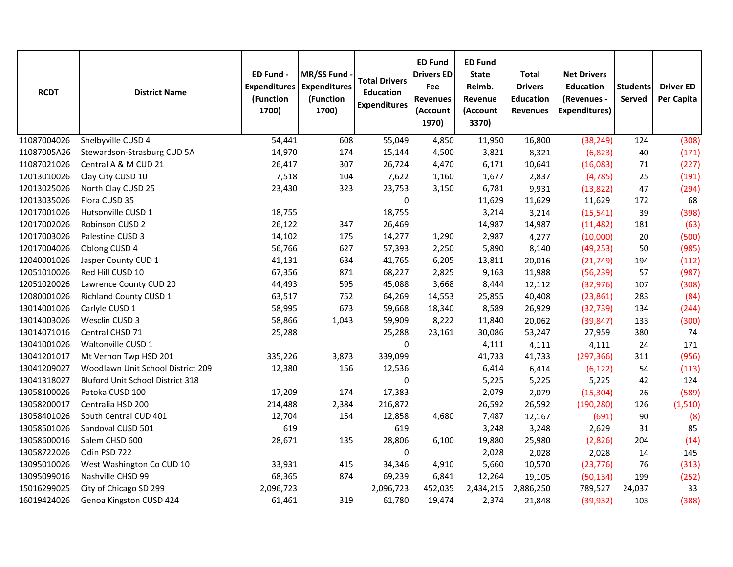| RCDT | District Name | ED Fund - Expenditures (Function 1700) | MR/SS Fund - Expenditures (Function 1700) | Total Drivers Education Expenditures | ED Fund Drivers ED Fee Revenues (Account 1970) | ED Fund State Reimb. Revenue (Account 3370) | Total Drivers Education Revenues | Net Drivers Education (Revenues - Expenditures) | Students Served | Driver ED Per Capita |
|---|---|---|---|---|---|---|---|---|---|---|
| 11087004026 | Shelbyville CUSD 4 | 54,441 | 608 | 55,049 | 4,850 | 11,950 | 16,800 | (38,249) | 124 | (308) |
| 11087005A26 | Stewardson-Strasburg CUD 5A | 14,970 | 174 | 15,144 | 4,500 | 3,821 | 8,321 | (6,823) | 40 | (171) |
| 11087021026 | Central A & M CUD 21 | 26,417 | 307 | 26,724 | 4,470 | 6,171 | 10,641 | (16,083) | 71 | (227) |
| 12013010026 | Clay City CUSD 10 | 7,518 | 104 | 7,622 | 1,160 | 1,677 | 2,837 | (4,785) | 25 | (191) |
| 12013025026 | North Clay CUSD 25 | 23,430 | 323 | 23,753 | 3,150 | 6,781 | 9,931 | (13,822) | 47 | (294) |
| 12013035026 | Flora CUSD 35 | | | 0 | | 11,629 | 11,629 | 11,629 | 172 | 68 |
| 12017001026 | Hutsonville CUSD 1 | 18,755 | | 18,755 | | 3,214 | 3,214 | (15,541) | 39 | (398) |
| 12017002026 | Robinson CUSD 2 | 26,122 | 347 | 26,469 | | 14,987 | 14,987 | (11,482) | 181 | (63) |
| 12017003026 | Palestine CUSD 3 | 14,102 | 175 | 14,277 | 1,290 | 2,987 | 4,277 | (10,000) | 20 | (500) |
| 12017004026 | Oblong CUSD 4 | 56,766 | 627 | 57,393 | 2,250 | 5,890 | 8,140 | (49,253) | 50 | (985) |
| 12040001026 | Jasper County CUD 1 | 41,131 | 634 | 41,765 | 6,205 | 13,811 | 20,016 | (21,749) | 194 | (112) |
| 12051010026 | Red Hill CUSD 10 | 67,356 | 871 | 68,227 | 2,825 | 9,163 | 11,988 | (56,239) | 57 | (987) |
| 12051020026 | Lawrence County CUD 20 | 44,493 | 595 | 45,088 | 3,668 | 8,444 | 12,112 | (32,976) | 107 | (308) |
| 12080001026 | Richland County CUSD 1 | 63,517 | 752 | 64,269 | 14,553 | 25,855 | 40,408 | (23,861) | 283 | (84) |
| 13014001026 | Carlyle CUSD 1 | 58,995 | 673 | 59,668 | 18,340 | 8,589 | 26,929 | (32,739) | 134 | (244) |
| 13014003026 | Wesclin CUSD 3 | 58,866 | 1,043 | 59,909 | 8,222 | 11,840 | 20,062 | (39,847) | 133 | (300) |
| 13014071016 | Central CHSD 71 | 25,288 | | 25,288 | 23,161 | 30,086 | 53,247 | 27,959 | 380 | 74 |
| 13041001026 | Waltonville CUSD 1 | | | 0 | | 4,111 | 4,111 | 4,111 | 24 | 171 |
| 13041201017 | Mt Vernon Twp HSD 201 | 335,226 | 3,873 | 339,099 | | 41,733 | 41,733 | (297,366) | 311 | (956) |
| 13041209027 | Woodlawn Unit School District 209 | 12,380 | 156 | 12,536 | | 6,414 | 6,414 | (6,122) | 54 | (113) |
| 13041318027 | Bluford Unit School District 318 | | | 0 | | 5,225 | 5,225 | 5,225 | 42 | 124 |
| 13058100026 | Patoka CUSD 100 | 17,209 | 174 | 17,383 | | 2,079 | 2,079 | (15,304) | 26 | (589) |
| 13058200017 | Centralia HSD 200 | 214,488 | 2,384 | 216,872 | | 26,592 | 26,592 | (190,280) | 126 | (1,510) |
| 13058401026 | South Central CUD 401 | 12,704 | 154 | 12,858 | 4,680 | 7,487 | 12,167 | (691) | 90 | (8) |
| 13058501026 | Sandoval CUSD 501 | 619 | | 619 | | 3,248 | 3,248 | 2,629 | 31 | 85 |
| 13058600016 | Salem CHSD 600 | 28,671 | 135 | 28,806 | 6,100 | 19,880 | 25,980 | (2,826) | 204 | (14) |
| 13058722026 | Odin PSD 722 | | | 0 | | 2,028 | 2,028 | 2,028 | 14 | 145 |
| 13095010026 | West Washington Co CUD 10 | 33,931 | 415 | 34,346 | 4,910 | 5,660 | 10,570 | (23,776) | 76 | (313) |
| 13095099016 | Nashville CHSD 99 | 68,365 | 874 | 69,239 | 6,841 | 12,264 | 19,105 | (50,134) | 199 | (252) |
| 15016299025 | City of Chicago SD 299 | 2,096,723 | | 2,096,723 | 452,035 | 2,434,215 | 2,886,250 | 789,527 | 24,037 | 33 |
| 16019424026 | Genoa Kingston CUSD 424 | 61,461 | 319 | 61,780 | 19,474 | 2,374 | 21,848 | (39,932) | 103 | (388) |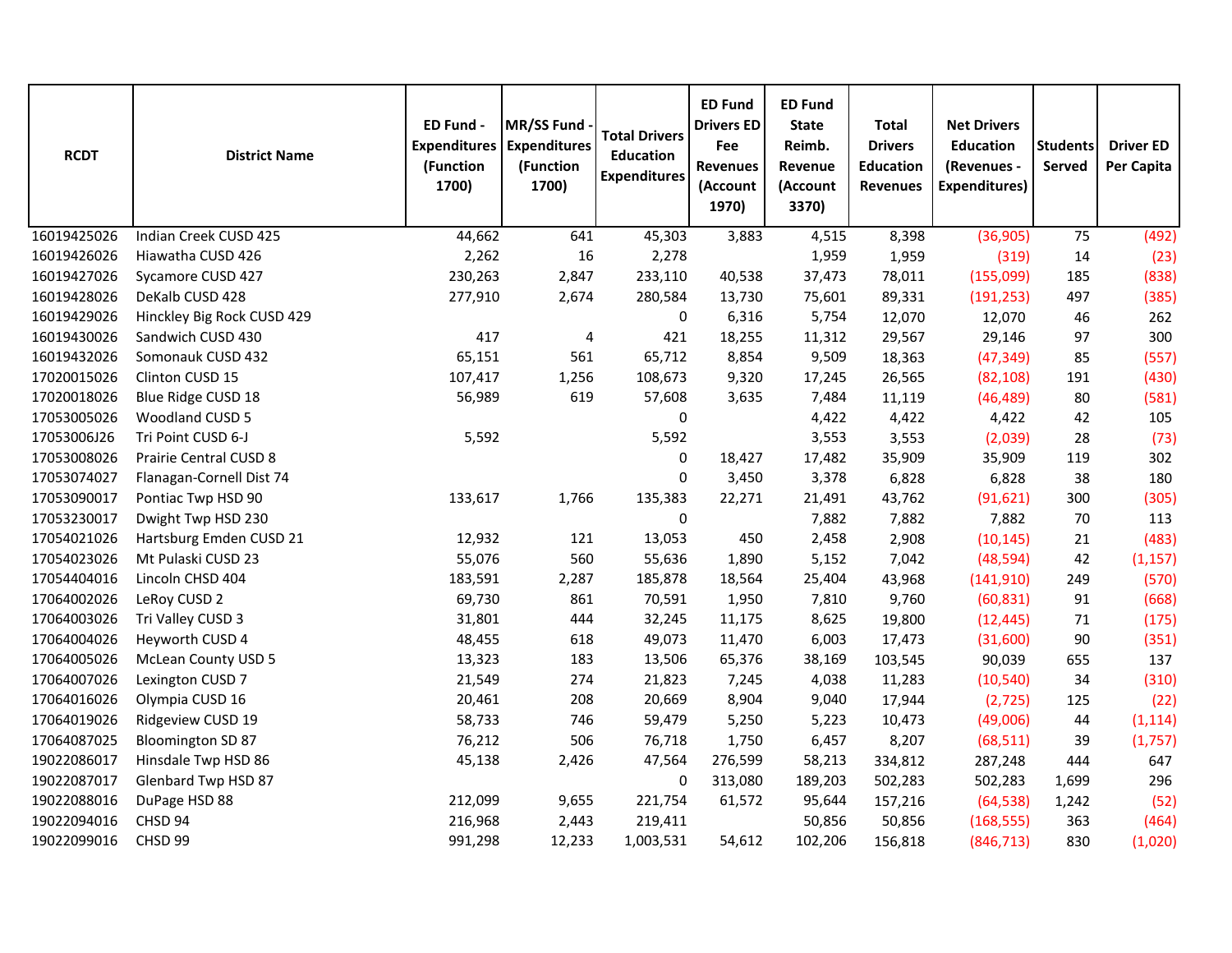| RCDT | District Name | ED Fund - Expenditures (Function 1700) | MR/SS Fund - Expenditures (Function 1700) | Total Drivers Education Expenditures | ED Fund Drivers ED Fee Revenues (Account 1970) | ED Fund State Reimb. Revenue (Account 3370) | Total Drivers Education Revenues | Net Drivers Education (Revenues - Expenditures) | Students Served | Driver ED Per Capita |
|---|---|---|---|---|---|---|---|---|---|---|
| 16019425026 | Indian Creek CUSD 425 | 44,662 | 641 | 45,303 | 3,883 | 4,515 | 8,398 | (36,905) | 75 | (492) |
| 16019426026 | Hiawatha CUSD 426 | 2,262 | 16 | 2,278 | | 1,959 | 1,959 | (319) | 14 | (23) |
| 16019427026 | Sycamore CUSD 427 | 230,263 | 2,847 | 233,110 | 40,538 | 37,473 | 78,011 | (155,099) | 185 | (838) |
| 16019428026 | DeKalb CUSD 428 | 277,910 | 2,674 | 280,584 | 13,730 | 75,601 | 89,331 | (191,253) | 497 | (385) |
| 16019429026 | Hinckley Big Rock CUSD 429 | | | 0 | 6,316 | 5,754 | 12,070 | 12,070 | 46 | 262 |
| 16019430026 | Sandwich CUSD 430 | 417 | 4 | 421 | 18,255 | 11,312 | 29,567 | 29,146 | 97 | 300 |
| 16019432026 | Somonauk CUSD 432 | 65,151 | 561 | 65,712 | 8,854 | 9,509 | 18,363 | (47,349) | 85 | (557) |
| 17020015026 | Clinton CUSD 15 | 107,417 | 1,256 | 108,673 | 9,320 | 17,245 | 26,565 | (82,108) | 191 | (430) |
| 17020018026 | Blue Ridge CUSD 18 | 56,989 | 619 | 57,608 | 3,635 | 7,484 | 11,119 | (46,489) | 80 | (581) |
| 17053005026 | Woodland CUSD 5 | | | 0 | | 4,422 | 4,422 | 4,422 | 42 | 105 |
| 17053006J26 | Tri Point CUSD 6-J | 5,592 | | 5,592 | | 3,553 | 3,553 | (2,039) | 28 | (73) |
| 17053008026 | Prairie Central CUSD 8 | | | 0 | 18,427 | 17,482 | 35,909 | 35,909 | 119 | 302 |
| 17053074027 | Flanagan-Cornell Dist 74 | | | 0 | 3,450 | 3,378 | 6,828 | 6,828 | 38 | 180 |
| 17053090017 | Pontiac Twp HSD 90 | 133,617 | 1,766 | 135,383 | 22,271 | 21,491 | 43,762 | (91,621) | 300 | (305) |
| 17053230017 | Dwight Twp HSD 230 | | | 0 | | 7,882 | 7,882 | 7,882 | 70 | 113 |
| 17054021026 | Hartsburg Emden CUSD 21 | 12,932 | 121 | 13,053 | 450 | 2,458 | 2,908 | (10,145) | 21 | (483) |
| 17054023026 | Mt Pulaski CUSD 23 | 55,076 | 560 | 55,636 | 1,890 | 5,152 | 7,042 | (48,594) | 42 | (1,157) |
| 17054404016 | Lincoln CHSD 404 | 183,591 | 2,287 | 185,878 | 18,564 | 25,404 | 43,968 | (141,910) | 249 | (570) |
| 17064002026 | LeRoy CUSD 2 | 69,730 | 861 | 70,591 | 1,950 | 7,810 | 9,760 | (60,831) | 91 | (668) |
| 17064003026 | Tri Valley CUSD 3 | 31,801 | 444 | 32,245 | 11,175 | 8,625 | 19,800 | (12,445) | 71 | (175) |
| 17064004026 | Heyworth CUSD 4 | 48,455 | 618 | 49,073 | 11,470 | 6,003 | 17,473 | (31,600) | 90 | (351) |
| 17064005026 | McLean County USD 5 | 13,323 | 183 | 13,506 | 65,376 | 38,169 | 103,545 | 90,039 | 655 | 137 |
| 17064007026 | Lexington CUSD 7 | 21,549 | 274 | 21,823 | 7,245 | 4,038 | 11,283 | (10,540) | 34 | (310) |
| 17064016026 | Olympia CUSD 16 | 20,461 | 208 | 20,669 | 8,904 | 9,040 | 17,944 | (2,725) | 125 | (22) |
| 17064019026 | Ridgeview CUSD 19 | 58,733 | 746 | 59,479 | 5,250 | 5,223 | 10,473 | (49,006) | 44 | (1,114) |
| 17064087025 | Bloomington SD 87 | 76,212 | 506 | 76,718 | 1,750 | 6,457 | 8,207 | (68,511) | 39 | (1,757) |
| 19022086017 | Hinsdale Twp HSD 86 | 45,138 | 2,426 | 47,564 | 276,599 | 58,213 | 334,812 | 287,248 | 444 | 647 |
| 19022087017 | Glenbard Twp HSD 87 | | | 0 | 313,080 | 189,203 | 502,283 | 502,283 | 1,699 | 296 |
| 19022088016 | DuPage HSD 88 | 212,099 | 9,655 | 221,754 | 61,572 | 95,644 | 157,216 | (64,538) | 1,242 | (52) |
| 19022094016 | CHSD 94 | 216,968 | 2,443 | 219,411 | | 50,856 | 50,856 | (168,555) | 363 | (464) |
| 19022099016 | CHSD 99 | 991,298 | 12,233 | 1,003,531 | 54,612 | 102,206 | 156,818 | (846,713) | 830 | (1,020) |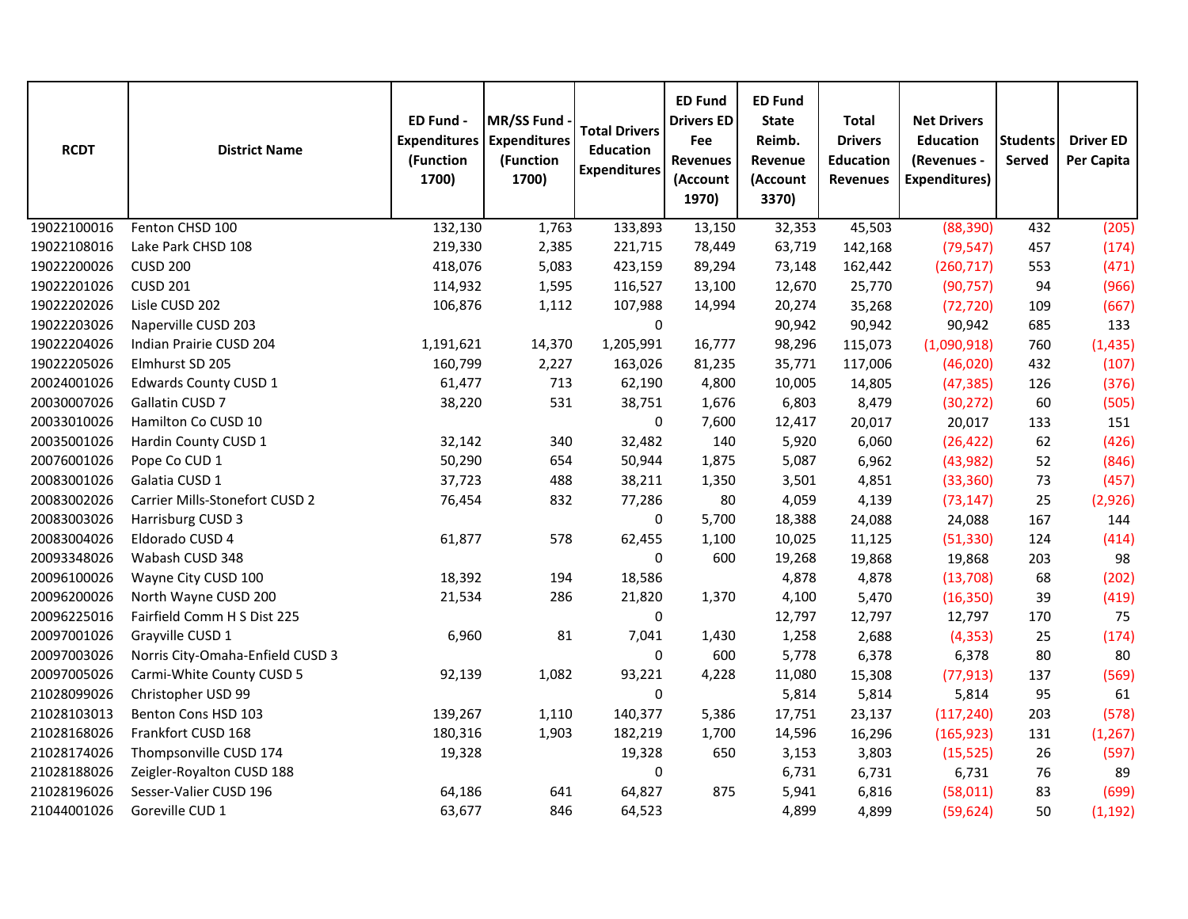| RCDT | District Name | ED Fund - Expenditures (Function 1700) | MR/SS Fund - Expenditures (Function 1700) | Total Drivers Education Expenditures | ED Fund Drivers ED Fee Revenues (Account 1970) | ED Fund State Reimb. Revenue (Account 3370) | Total Drivers Education Revenues | Net Drivers Education (Revenues - Expenditures) | Students Served | Driver ED Per Capita |
|---|---|---|---|---|---|---|---|---|---|---|
| 19022100016 | Fenton CHSD 100 | 132,130 | 1,763 | 133,893 | 13,150 | 32,353 | 45,503 | (88,390) | 432 | (205) |
| 19022108016 | Lake Park CHSD 108 | 219,330 | 2,385 | 221,715 | 78,449 | 63,719 | 142,168 | (79,547) | 457 | (174) |
| 19022200026 | CUSD 200 | 418,076 | 5,083 | 423,159 | 89,294 | 73,148 | 162,442 | (260,717) | 553 | (471) |
| 19022201026 | CUSD 201 | 114,932 | 1,595 | 116,527 | 13,100 | 12,670 | 25,770 | (90,757) | 94 | (966) |
| 19022202026 | Lisle CUSD 202 | 106,876 | 1,112 | 107,988 | 14,994 | 20,274 | 35,268 | (72,720) | 109 | (667) |
| 19022203026 | Naperville CUSD 203 | | | 0 | | 90,942 | 90,942 | 90,942 | 685 | 133 |
| 19022204026 | Indian Prairie CUSD 204 | 1,191,621 | 14,370 | 1,205,991 | 16,777 | 98,296 | 115,073 | (1,090,918) | 760 | (1,435) |
| 19022205026 | Elmhurst SD 205 | 160,799 | 2,227 | 163,026 | 81,235 | 35,771 | 117,006 | (46,020) | 432 | (107) |
| 20024001026 | Edwards County CUSD 1 | 61,477 | 713 | 62,190 | 4,800 | 10,005 | 14,805 | (47,385) | 126 | (376) |
| 20030007026 | Gallatin CUSD 7 | 38,220 | 531 | 38,751 | 1,676 | 6,803 | 8,479 | (30,272) | 60 | (505) |
| 20033010026 | Hamilton Co CUSD 10 | | | 0 | 7,600 | 12,417 | 20,017 | 20,017 | 133 | 151 |
| 20035001026 | Hardin County CUSD 1 | 32,142 | 340 | 32,482 | 140 | 5,920 | 6,060 | (26,422) | 62 | (426) |
| 20076001026 | Pope Co CUD 1 | 50,290 | 654 | 50,944 | 1,875 | 5,087 | 6,962 | (43,982) | 52 | (846) |
| 20083001026 | Galatia CUSD 1 | 37,723 | 488 | 38,211 | 1,350 | 3,501 | 4,851 | (33,360) | 73 | (457) |
| 20083002026 | Carrier Mills-Stonefort CUSD 2 | 76,454 | 832 | 77,286 | 80 | 4,059 | 4,139 | (73,147) | 25 | (2,926) |
| 20083003026 | Harrisburg CUSD 3 | | | 0 | 5,700 | 18,388 | 24,088 | 24,088 | 167 | 144 |
| 20083004026 | Eldorado CUSD 4 | 61,877 | 578 | 62,455 | 1,100 | 10,025 | 11,125 | (51,330) | 124 | (414) |
| 20093348026 | Wabash CUSD 348 | | | 0 | 600 | 19,268 | 19,868 | 19,868 | 203 | 98 |
| 20096100026 | Wayne City CUSD 100 | 18,392 | 194 | 18,586 | | 4,878 | 4,878 | (13,708) | 68 | (202) |
| 20096200026 | North Wayne CUSD 200 | 21,534 | 286 | 21,820 | 1,370 | 4,100 | 5,470 | (16,350) | 39 | (419) |
| 20096225016 | Fairfield Comm H S Dist 225 | | | 0 | | 12,797 | 12,797 | 12,797 | 170 | 75 |
| 20097001026 | Grayville CUSD 1 | 6,960 | 81 | 7,041 | 1,430 | 1,258 | 2,688 | (4,353) | 25 | (174) |
| 20097003026 | Norris City-Omaha-Enfield CUSD 3 | | | 0 | 600 | 5,778 | 6,378 | 6,378 | 80 | 80 |
| 20097005026 | Carmi-White County CUSD 5 | 92,139 | 1,082 | 93,221 | 4,228 | 11,080 | 15,308 | (77,913) | 137 | (569) |
| 21028099026 | Christopher USD 99 | | | 0 | | 5,814 | 5,814 | 5,814 | 95 | 61 |
| 21028103013 | Benton Cons HSD 103 | 139,267 | 1,110 | 140,377 | 5,386 | 17,751 | 23,137 | (117,240) | 203 | (578) |
| 21028168026 | Frankfort CUSD 168 | 180,316 | 1,903 | 182,219 | 1,700 | 14,596 | 16,296 | (165,923) | 131 | (1,267) |
| 21028174026 | Thompsonville CUSD 174 | 19,328 | | 19,328 | 650 | 3,153 | 3,803 | (15,525) | 26 | (597) |
| 21028188026 | Zeigler-Royalton CUSD 188 | | | 0 | | 6,731 | 6,731 | 6,731 | 76 | 89 |
| 21028196026 | Sesser-Valier CUSD 196 | 64,186 | 641 | 64,827 | 875 | 5,941 | 6,816 | (58,011) | 83 | (699) |
| 21044001026 | Goreville CUD 1 | 63,677 | 846 | 64,523 | | 4,899 | 4,899 | (59,624) | 50 | (1,192) |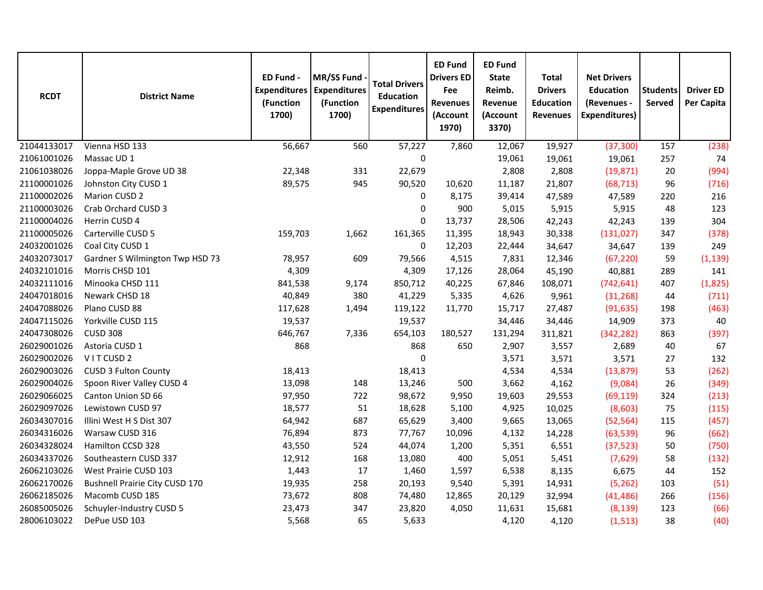| RCDT | District Name | ED Fund - Expenditures (Function 1700) | MR/SS Fund - Expenditures (Function 1700) | Total Drivers Education Expenditures | ED Fund Drivers ED Fee Revenues (Account 1970) | ED Fund State Reimb. Revenue (Account 3370) | Total Drivers Education Revenues | Net Drivers Education (Revenues - Expenditures) | Students Served | Driver ED Per Capita |
|---|---|---|---|---|---|---|---|---|---|---|
| 21044133017 | Vienna HSD 133 | 56,667 | 560 | 57,227 | 7,860 | 12,067 | 19,927 | (37,300) | 157 | (238) |
| 21061001026 | Massac UD 1 | | | 0 | | 19,061 | 19,061 | 19,061 | 257 | 74 |
| 21061038026 | Joppa-Maple Grove UD 38 | 22,348 | 331 | 22,679 | | 2,808 | 2,808 | (19,871) | 20 | (994) |
| 21100001026 | Johnston City CUSD 1 | 89,575 | 945 | 90,520 | 10,620 | 11,187 | 21,807 | (68,713) | 96 | (716) |
| 21100002026 | Marion CUSD 2 | | | 0 | 8,175 | 39,414 | 47,589 | 47,589 | 220 | 216 |
| 21100003026 | Crab Orchard CUSD 3 | | | 0 | 900 | 5,015 | 5,915 | 5,915 | 48 | 123 |
| 21100004026 | Herrin CUSD 4 | | | 0 | 13,737 | 28,506 | 42,243 | 42,243 | 139 | 304 |
| 21100005026 | Carterville CUSD 5 | 159,703 | 1,662 | 161,365 | 11,395 | 18,943 | 30,338 | (131,027) | 347 | (378) |
| 24032001026 | Coal City CUSD 1 | | | 0 | 12,203 | 22,444 | 34,647 | 34,647 | 139 | 249 |
| 24032073017 | Gardner S Wilmington Twp HSD 73 | 78,957 | 609 | 79,566 | 4,515 | 7,831 | 12,346 | (67,220) | 59 | (1,139) |
| 24032101016 | Morris CHSD 101 | 4,309 | | 4,309 | 17,126 | 28,064 | 45,190 | 40,881 | 289 | 141 |
| 24032111016 | Minooka CHSD 111 | 841,538 | 9,174 | 850,712 | 40,225 | 67,846 | 108,071 | (742,641) | 407 | (1,825) |
| 24047018016 | Newark CHSD 18 | 40,849 | 380 | 41,229 | 5,335 | 4,626 | 9,961 | (31,268) | 44 | (711) |
| 24047088026 | Plano CUSD 88 | 117,628 | 1,494 | 119,122 | 11,770 | 15,717 | 27,487 | (91,635) | 198 | (463) |
| 24047115026 | Yorkville CUSD 115 | 19,537 | | 19,537 | | 34,446 | 34,446 | 14,909 | 373 | 40 |
| 24047308026 | CUSD 308 | 646,767 | 7,336 | 654,103 | 180,527 | 131,294 | 311,821 | (342,282) | 863 | (397) |
| 26029001026 | Astoria CUSD 1 | 868 | | 868 | 650 | 2,907 | 3,557 | 2,689 | 40 | 67 |
| 26029002026 | V I T CUSD 2 | | | 0 | | 3,571 | 3,571 | 3,571 | 27 | 132 |
| 26029003026 | CUSD 3 Fulton County | 18,413 | | 18,413 | | 4,534 | 4,534 | (13,879) | 53 | (262) |
| 26029004026 | Spoon River Valley CUSD 4 | 13,098 | 148 | 13,246 | 500 | 3,662 | 4,162 | (9,084) | 26 | (349) |
| 26029066025 | Canton Union SD 66 | 97,950 | 722 | 98,672 | 9,950 | 19,603 | 29,553 | (69,119) | 324 | (213) |
| 26029097026 | Lewistown CUSD 97 | 18,577 | 51 | 18,628 | 5,100 | 4,925 | 10,025 | (8,603) | 75 | (115) |
| 26034307016 | Illini West H S Dist 307 | 64,942 | 687 | 65,629 | 3,400 | 9,665 | 13,065 | (52,564) | 115 | (457) |
| 26034316026 | Warsaw CUSD 316 | 76,894 | 873 | 77,767 | 10,096 | 4,132 | 14,228 | (63,539) | 96 | (662) |
| 26034328024 | Hamilton CCSD 328 | 43,550 | 524 | 44,074 | 1,200 | 5,351 | 6,551 | (37,523) | 50 | (750) |
| 26034337026 | Southeastern CUSD 337 | 12,912 | 168 | 13,080 | 400 | 5,051 | 5,451 | (7,629) | 58 | (132) |
| 26062103026 | West Prairie CUSD 103 | 1,443 | 17 | 1,460 | 1,597 | 6,538 | 8,135 | 6,675 | 44 | 152 |
| 26062170026 | Bushnell Prairie City CUSD 170 | 19,935 | 258 | 20,193 | 9,540 | 5,391 | 14,931 | (5,262) | 103 | (51) |
| 26062185026 | Macomb CUSD 185 | 73,672 | 808 | 74,480 | 12,865 | 20,129 | 32,994 | (41,486) | 266 | (156) |
| 26085005026 | Schuyler-Industry CUSD 5 | 23,473 | 347 | 23,820 | 4,050 | 11,631 | 15,681 | (8,139) | 123 | (66) |
| 28006103022 | DePue USD 103 | 5,568 | 65 | 5,633 | | 4,120 | 4,120 | (1,513) | 38 | (40) |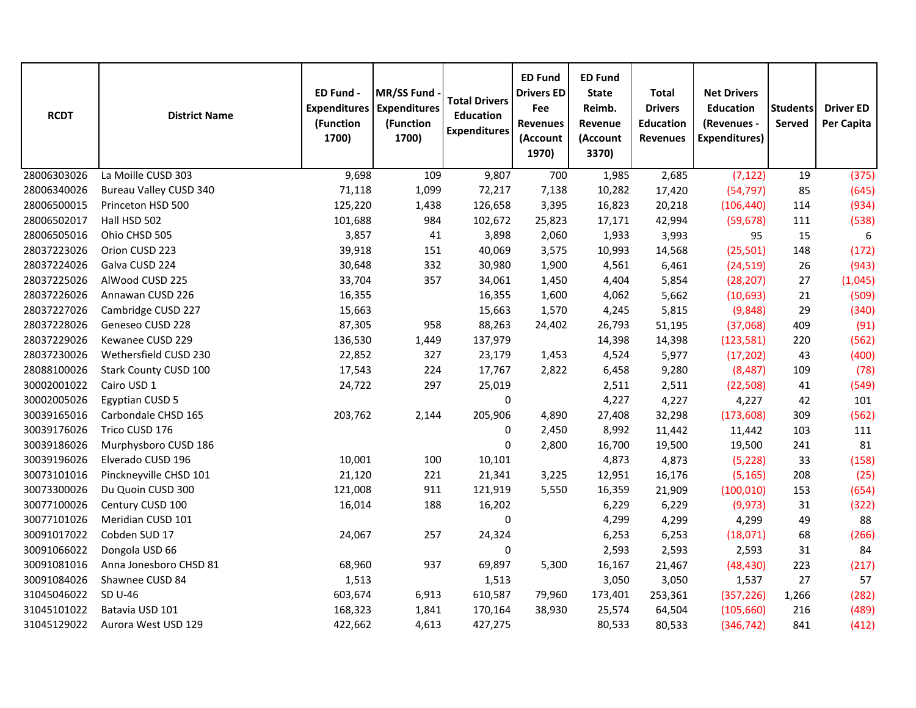| RCDT | District Name | ED Fund - Expenditures (Function 1700) | MR/SS Fund - Expenditures (Function 1700) | Total Drivers Education Expenditures | ED Fund Drivers ED Fee Revenues (Account 1970) | ED Fund State Reimb. Revenue (Account 3370) | Total Drivers Education Revenues | Net Drivers Education (Revenues - Expenditures) | Students Served | Driver ED Per Capita |
|---|---|---|---|---|---|---|---|---|---|---|
| 28006303026 | La Moille CUSD 303 | 9,698 | 109 | 9,807 | 700 | 1,985 | 2,685 | (7,122) | 19 | (375) |
| 28006340026 | Bureau Valley CUSD 340 | 71,118 | 1,099 | 72,217 | 7,138 | 10,282 | 17,420 | (54,797) | 85 | (645) |
| 28006500015 | Princeton HSD 500 | 125,220 | 1,438 | 126,658 | 3,395 | 16,823 | 20,218 | (106,440) | 114 | (934) |
| 28006502017 | Hall HSD 502 | 101,688 | 984 | 102,672 | 25,823 | 17,171 | 42,994 | (59,678) | 111 | (538) |
| 28006505016 | Ohio CHSD 505 | 3,857 | 41 | 3,898 | 2,060 | 1,933 | 3,993 | 95 | 15 | 6 |
| 28037223026 | Orion CUSD 223 | 39,918 | 151 | 40,069 | 3,575 | 10,993 | 14,568 | (25,501) | 148 | (172) |
| 28037224026 | Galva CUSD 224 | 30,648 | 332 | 30,980 | 1,900 | 4,561 | 6,461 | (24,519) | 26 | (943) |
| 28037225026 | AlWood CUSD 225 | 33,704 | 357 | 34,061 | 1,450 | 4,404 | 5,854 | (28,207) | 27 | (1,045) |
| 28037226026 | Annawan CUSD 226 | 16,355 | | 16,355 | 1,600 | 4,062 | 5,662 | (10,693) | 21 | (509) |
| 28037227026 | Cambridge CUSD 227 | 15,663 | | 15,663 | 1,570 | 4,245 | 5,815 | (9,848) | 29 | (340) |
| 28037228026 | Geneseo CUSD 228 | 87,305 | 958 | 88,263 | 24,402 | 26,793 | 51,195 | (37,068) | 409 | (91) |
| 28037229026 | Kewanee CUSD 229 | 136,530 | 1,449 | 137,979 | | 14,398 | 14,398 | (123,581) | 220 | (562) |
| 28037230026 | Wethersfield CUSD 230 | 22,852 | 327 | 23,179 | 1,453 | 4,524 | 5,977 | (17,202) | 43 | (400) |
| 28088100026 | Stark County CUSD 100 | 17,543 | 224 | 17,767 | 2,822 | 6,458 | 9,280 | (8,487) | 109 | (78) |
| 30002001022 | Cairo USD 1 | 24,722 | 297 | 25,019 | | 2,511 | 2,511 | (22,508) | 41 | (549) |
| 30002005026 | Egyptian CUSD 5 | | | 0 | | 4,227 | 4,227 | 4,227 | 42 | 101 |
| 30039165016 | Carbondale CHSD 165 | 203,762 | 2,144 | 205,906 | 4,890 | 27,408 | 32,298 | (173,608) | 309 | (562) |
| 30039176026 | Trico CUSD 176 | | | 0 | 2,450 | 8,992 | 11,442 | 11,442 | 103 | 111 |
| 30039186026 | Murphysboro CUSD 186 | | | 0 | 2,800 | 16,700 | 19,500 | 19,500 | 241 | 81 |
| 30039196026 | Elverado CUSD 196 | 10,001 | 100 | 10,101 | | 4,873 | 4,873 | (5,228) | 33 | (158) |
| 30073101016 | Pinckneyville CHSD 101 | 21,120 | 221 | 21,341 | 3,225 | 12,951 | 16,176 | (5,165) | 208 | (25) |
| 30073300026 | Du Quoin CUSD 300 | 121,008 | 911 | 121,919 | 5,550 | 16,359 | 21,909 | (100,010) | 153 | (654) |
| 30077100026 | Century CUSD 100 | 16,014 | 188 | 16,202 | | 6,229 | 6,229 | (9,973) | 31 | (322) |
| 30077101026 | Meridian CUSD 101 | | | 0 | | 4,299 | 4,299 | 4,299 | 49 | 88 |
| 30091017022 | Cobden SUD 17 | 24,067 | 257 | 24,324 | | 6,253 | 6,253 | (18,071) | 68 | (266) |
| 30091066022 | Dongola USD 66 | | | 0 | | 2,593 | 2,593 | 2,593 | 31 | 84 |
| 30091081016 | Anna Jonesboro CHSD 81 | 68,960 | 937 | 69,897 | 5,300 | 16,167 | 21,467 | (48,430) | 223 | (217) |
| 30091084026 | Shawnee CUSD 84 | 1,513 | | 1,513 | | 3,050 | 3,050 | 1,537 | 27 | 57 |
| 31045046022 | SD U-46 | 603,674 | 6,913 | 610,587 | 79,960 | 173,401 | 253,361 | (357,226) | 1,266 | (282) |
| 31045101022 | Batavia USD 101 | 168,323 | 1,841 | 170,164 | 38,930 | 25,574 | 64,504 | (105,660) | 216 | (489) |
| 31045129022 | Aurora West USD 129 | 422,662 | 4,613 | 427,275 | | 80,533 | 80,533 | (346,742) | 841 | (412) |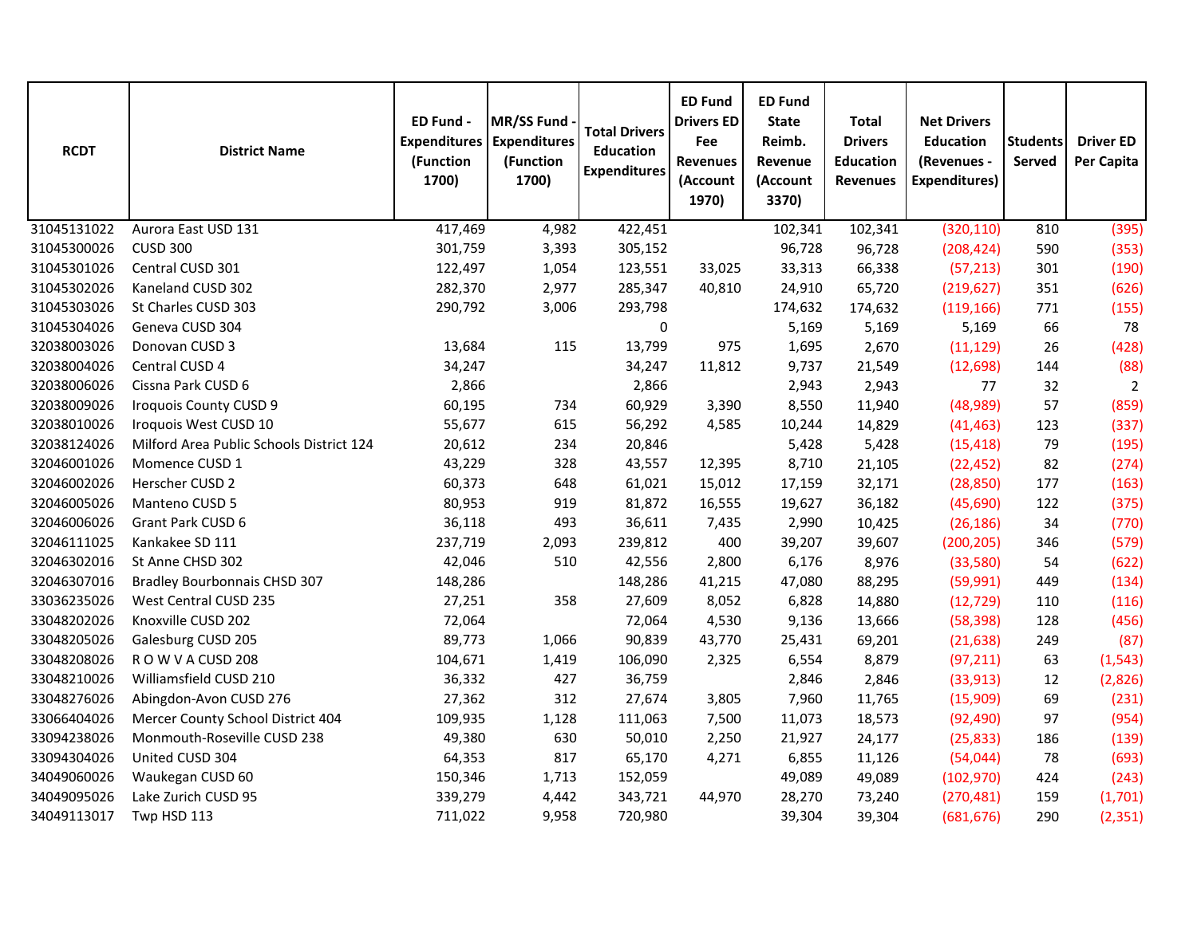| RCDT | District Name | ED Fund - Expenditures (Function 1700) | MR/SS Fund - Expenditures (Function 1700) | Total Drivers Education Expenditures | ED Fund Drivers ED Fee Revenues (Account 1970) | ED Fund State Reimb. Revenue (Account 3370) | Total Drivers Education Revenues | Net Drivers Education (Revenues - Expenditures) | Students Served | Driver ED Per Capita |
|---|---|---|---|---|---|---|---|---|---|---|
| 31045131022 | Aurora East USD 131 | 417,469 | 4,982 | 422,451 | | 102,341 | 102,341 | (320,110) | 810 | (395) |
| 31045300026 | CUSD 300 | 301,759 | 3,393 | 305,152 | | 96,728 | 96,728 | (208,424) | 590 | (353) |
| 31045301026 | Central CUSD 301 | 122,497 | 1,054 | 123,551 | 33,025 | 33,313 | 66,338 | (57,213) | 301 | (190) |
| 31045302026 | Kaneland CUSD 302 | 282,370 | 2,977 | 285,347 | 40,810 | 24,910 | 65,720 | (219,627) | 351 | (626) |
| 31045303026 | St Charles CUSD 303 | 290,792 | 3,006 | 293,798 | | 174,632 | 174,632 | (119,166) | 771 | (155) |
| 31045304026 | Geneva CUSD 304 | | | 0 | | 5,169 | 5,169 | 5,169 | 66 | 78 |
| 32038003026 | Donovan CUSD 3 | 13,684 | 115 | 13,799 | 975 | 1,695 | 2,670 | (11,129) | 26 | (428) |
| 32038004026 | Central CUSD 4 | 34,247 | | 34,247 | 11,812 | 9,737 | 21,549 | (12,698) | 144 | (88) |
| 32038006026 | Cissna Park CUSD 6 | 2,866 | | 2,866 | | 2,943 | 2,943 | 77 | 32 | 2 |
| 32038009026 | Iroquois County CUSD 9 | 60,195 | 734 | 60,929 | 3,390 | 8,550 | 11,940 | (48,989) | 57 | (859) |
| 32038010026 | Iroquois West CUSD 10 | 55,677 | 615 | 56,292 | 4,585 | 10,244 | 14,829 | (41,463) | 123 | (337) |
| 32038124026 | Milford Area Public Schools District 124 | 20,612 | 234 | 20,846 | | 5,428 | 5,428 | (15,418) | 79 | (195) |
| 32046001026 | Momence CUSD 1 | 43,229 | 328 | 43,557 | 12,395 | 8,710 | 21,105 | (22,452) | 82 | (274) |
| 32046002026 | Herscher CUSD 2 | 60,373 | 648 | 61,021 | 15,012 | 17,159 | 32,171 | (28,850) | 177 | (163) |
| 32046005026 | Manteno CUSD 5 | 80,953 | 919 | 81,872 | 16,555 | 19,627 | 36,182 | (45,690) | 122 | (375) |
| 32046006026 | Grant Park CUSD 6 | 36,118 | 493 | 36,611 | 7,435 | 2,990 | 10,425 | (26,186) | 34 | (770) |
| 32046111025 | Kankakee SD 111 | 237,719 | 2,093 | 239,812 | 400 | 39,207 | 39,607 | (200,205) | 346 | (579) |
| 32046302016 | St Anne CHSD 302 | 42,046 | 510 | 42,556 | 2,800 | 6,176 | 8,976 | (33,580) | 54 | (622) |
| 32046307016 | Bradley Bourbonnais CHSD 307 | 148,286 | | 148,286 | 41,215 | 47,080 | 88,295 | (59,991) | 449 | (134) |
| 33036235026 | West Central CUSD 235 | 27,251 | 358 | 27,609 | 8,052 | 6,828 | 14,880 | (12,729) | 110 | (116) |
| 33048202026 | Knoxville CUSD 202 | 72,064 | | 72,064 | 4,530 | 9,136 | 13,666 | (58,398) | 128 | (456) |
| 33048205026 | Galesburg CUSD 205 | 89,773 | 1,066 | 90,839 | 43,770 | 25,431 | 69,201 | (21,638) | 249 | (87) |
| 33048208026 | R O W V A CUSD 208 | 104,671 | 1,419 | 106,090 | 2,325 | 6,554 | 8,879 | (97,211) | 63 | (1,543) |
| 33048210026 | Williamsfield CUSD 210 | 36,332 | 427 | 36,759 | | 2,846 | 2,846 | (33,913) | 12 | (2,826) |
| 33048276026 | Abingdon-Avon CUSD 276 | 27,362 | 312 | 27,674 | 3,805 | 7,960 | 11,765 | (15,909) | 69 | (231) |
| 33066404026 | Mercer County School District 404 | 109,935 | 1,128 | 111,063 | 7,500 | 11,073 | 18,573 | (92,490) | 97 | (954) |
| 33094238026 | Monmouth-Roseville CUSD 238 | 49,380 | 630 | 50,010 | 2,250 | 21,927 | 24,177 | (25,833) | 186 | (139) |
| 33094304026 | United CUSD 304 | 64,353 | 817 | 65,170 | 4,271 | 6,855 | 11,126 | (54,044) | 78 | (693) |
| 34049060026 | Waukegan CUSD 60 | 150,346 | 1,713 | 152,059 | | 49,089 | 49,089 | (102,970) | 424 | (243) |
| 34049095026 | Lake Zurich CUSD 95 | 339,279 | 4,442 | 343,721 | 44,970 | 28,270 | 73,240 | (270,481) | 159 | (1,701) |
| 34049113017 | Twp HSD 113 | 711,022 | 9,958 | 720,980 | | 39,304 | 39,304 | (681,676) | 290 | (2,351) |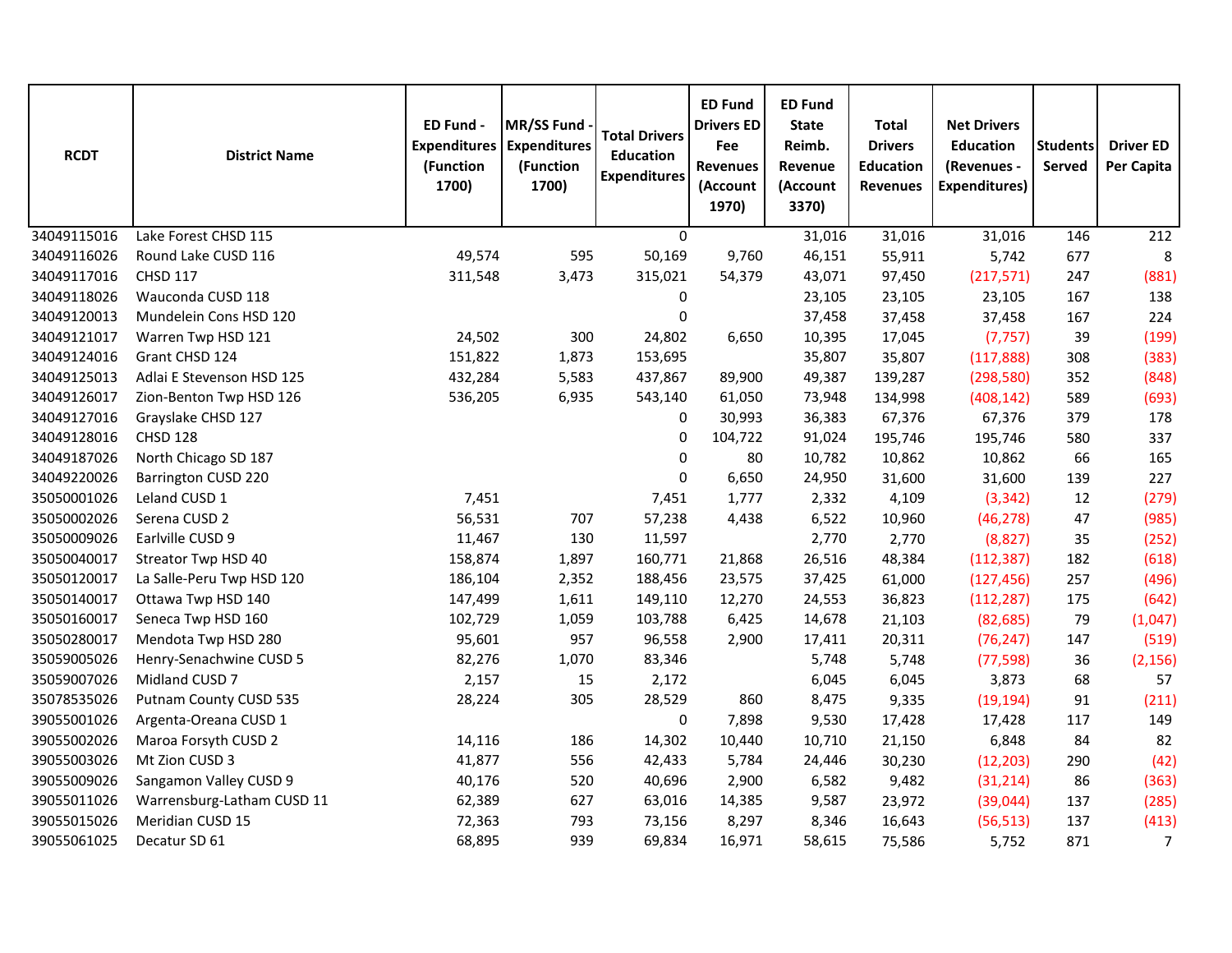| RCDT | District Name | ED Fund - Expenditures (Function 1700) | MR/SS Fund - Expenditures (Function 1700) | Total Drivers Education Expenditures | ED Fund Drivers ED Fee Revenues (Account 1970) | ED Fund State Reimb. Revenue (Account 3370) | Total Drivers Education Revenues | Net Drivers Education (Revenues - Expenditures) | Students Served | Driver ED Per Capita |
|---|---|---|---|---|---|---|---|---|---|---|
| 34049115016 | Lake Forest CHSD 115 | | | 0 | | 31,016 | 31,016 | 31,016 | 146 | 212 |
| 34049116026 | Round Lake CUSD 116 | 49,574 | 595 | 50,169 | 9,760 | 46,151 | 55,911 | 5,742 | 677 | 8 |
| 34049117016 | CHSD 117 | 311,548 | 3,473 | 315,021 | 54,379 | 43,071 | 97,450 | (217,571) | 247 | (881) |
| 34049118026 | Wauconda CUSD 118 | | | 0 | | 23,105 | 23,105 | 23,105 | 167 | 138 |
| 34049120013 | Mundelein Cons HSD 120 | | | 0 | | 37,458 | 37,458 | 37,458 | 167 | 224 |
| 34049121017 | Warren Twp HSD 121 | 24,502 | 300 | 24,802 | 6,650 | 10,395 | 17,045 | (7,757) | 39 | (199) |
| 34049124016 | Grant CHSD 124 | 151,822 | 1,873 | 153,695 | | 35,807 | 35,807 | (117,888) | 308 | (383) |
| 34049125013 | Adlai E Stevenson HSD 125 | 432,284 | 5,583 | 437,867 | 89,900 | 49,387 | 139,287 | (298,580) | 352 | (848) |
| 34049126017 | Zion-Benton Twp HSD 126 | 536,205 | 6,935 | 543,140 | 61,050 | 73,948 | 134,998 | (408,142) | 589 | (693) |
| 34049127016 | Grayslake CHSD 127 | | | 0 | 30,993 | 36,383 | 67,376 | 67,376 | 379 | 178 |
| 34049128016 | CHSD 128 | | | 0 | 104,722 | 91,024 | 195,746 | 195,746 | 580 | 337 |
| 34049187026 | North Chicago SD 187 | | | 0 | 80 | 10,782 | 10,862 | 10,862 | 66 | 165 |
| 34049220026 | Barrington CUSD 220 | | | 0 | 6,650 | 24,950 | 31,600 | 31,600 | 139 | 227 |
| 35050001026 | Leland CUSD 1 | 7,451 | | 7,451 | 1,777 | 2,332 | 4,109 | (3,342) | 12 | (279) |
| 35050002026 | Serena CUSD 2 | 56,531 | 707 | 57,238 | 4,438 | 6,522 | 10,960 | (46,278) | 47 | (985) |
| 35050009026 | Earlville CUSD 9 | 11,467 | 130 | 11,597 | | 2,770 | 2,770 | (8,827) | 35 | (252) |
| 35050040017 | Streator Twp HSD 40 | 158,874 | 1,897 | 160,771 | 21,868 | 26,516 | 48,384 | (112,387) | 182 | (618) |
| 35050120017 | La Salle-Peru Twp HSD 120 | 186,104 | 2,352 | 188,456 | 23,575 | 37,425 | 61,000 | (127,456) | 257 | (496) |
| 35050140017 | Ottawa Twp HSD 140 | 147,499 | 1,611 | 149,110 | 12,270 | 24,553 | 36,823 | (112,287) | 175 | (642) |
| 35050160017 | Seneca Twp HSD 160 | 102,729 | 1,059 | 103,788 | 6,425 | 14,678 | 21,103 | (82,685) | 79 | (1,047) |
| 35050280017 | Mendota Twp HSD 280 | 95,601 | 957 | 96,558 | 2,900 | 17,411 | 20,311 | (76,247) | 147 | (519) |
| 35059005026 | Henry-Senachwine CUSD 5 | 82,276 | 1,070 | 83,346 | | 5,748 | 5,748 | (77,598) | 36 | (2,156) |
| 35059007026 | Midland CUSD 7 | 2,157 | 15 | 2,172 | | 6,045 | 6,045 | 3,873 | 68 | 57 |
| 35078535026 | Putnam County CUSD 535 | 28,224 | 305 | 28,529 | 860 | 8,475 | 9,335 | (19,194) | 91 | (211) |
| 39055001026 | Argenta-Oreana CUSD 1 | | | 0 | 7,898 | 9,530 | 17,428 | 17,428 | 117 | 149 |
| 39055002026 | Maroa Forsyth CUSD 2 | 14,116 | 186 | 14,302 | 10,440 | 10,710 | 21,150 | 6,848 | 84 | 82 |
| 39055003026 | Mt Zion CUSD 3 | 41,877 | 556 | 42,433 | 5,784 | 24,446 | 30,230 | (12,203) | 290 | (42) |
| 39055009026 | Sangamon Valley CUSD 9 | 40,176 | 520 | 40,696 | 2,900 | 6,582 | 9,482 | (31,214) | 86 | (363) |
| 39055011026 | Warrensburg-Latham CUSD 11 | 62,389 | 627 | 63,016 | 14,385 | 9,587 | 23,972 | (39,044) | 137 | (285) |
| 39055015026 | Meridian CUSD 15 | 72,363 | 793 | 73,156 | 8,297 | 8,346 | 16,643 | (56,513) | 137 | (413) |
| 39055061025 | Decatur SD 61 | 68,895 | 939 | 69,834 | 16,971 | 58,615 | 75,586 | 5,752 | 871 | 7 |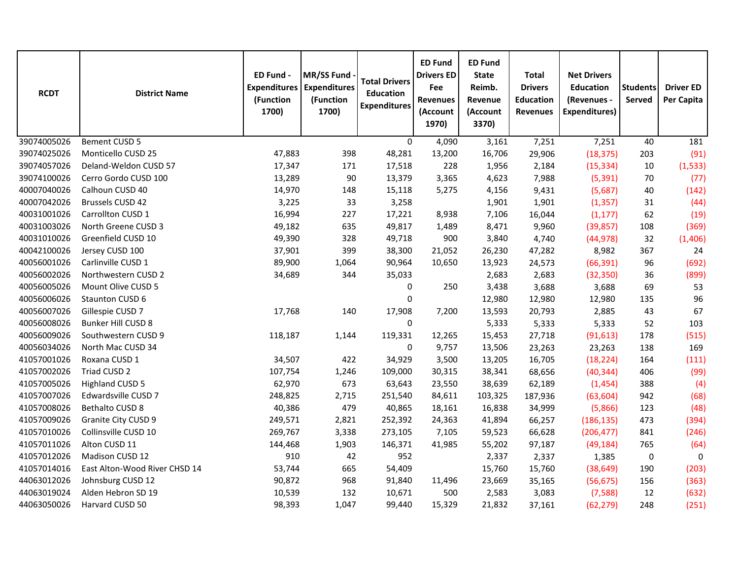| RCDT | District Name | ED Fund - Expenditures (Function 1700) | MR/SS Fund - Expenditures (Function 1700) | Total Drivers Education Expenditures | ED Fund Drivers ED Fee Revenues (Account 1970) | ED Fund State Reimb. Revenue (Account 3370) | Total Drivers Education Revenues | Net Drivers Education (Revenues - Expenditures) | Students Served | Driver ED Per Capita |
|---|---|---|---|---|---|---|---|---|---|---|
| 39074005026 | Bement CUSD 5 | | | 0 | 4,090 | 3,161 | 7,251 | 7,251 | 40 | 181 |
| 39074025026 | Monticello CUSD 25 | 47,883 | 398 | 48,281 | 13,200 | 16,706 | 29,906 | (18,375) | 203 | (91) |
| 39074057026 | Deland-Weldon CUSD 57 | 17,347 | 171 | 17,518 | 228 | 1,956 | 2,184 | (15,334) | 10 | (1,533) |
| 39074100026 | Cerro Gordo CUSD 100 | 13,289 | 90 | 13,379 | 3,365 | 4,623 | 7,988 | (5,391) | 70 | (77) |
| 40007040026 | Calhoun CUSD 40 | 14,970 | 148 | 15,118 | 5,275 | 4,156 | 9,431 | (5,687) | 40 | (142) |
| 40007042026 | Brussels CUSD 42 | 3,225 | 33 | 3,258 | | 1,901 | 1,901 | (1,357) | 31 | (44) |
| 40031001026 | Carrollton CUSD 1 | 16,994 | 227 | 17,221 | 8,938 | 7,106 | 16,044 | (1,177) | 62 | (19) |
| 40031003026 | North Greene CUSD 3 | 49,182 | 635 | 49,817 | 1,489 | 8,471 | 9,960 | (39,857) | 108 | (369) |
| 40031010026 | Greenfield CUSD 10 | 49,390 | 328 | 49,718 | 900 | 3,840 | 4,740 | (44,978) | 32 | (1,406) |
| 40042100026 | Jersey CUSD 100 | 37,901 | 399 | 38,300 | 21,052 | 26,230 | 47,282 | 8,982 | 367 | 24 |
| 40056001026 | Carlinville CUSD 1 | 89,900 | 1,064 | 90,964 | 10,650 | 13,923 | 24,573 | (66,391) | 96 | (692) |
| 40056002026 | Northwestern CUSD 2 | 34,689 | 344 | 35,033 | | 2,683 | 2,683 | (32,350) | 36 | (899) |
| 40056005026 | Mount Olive CUSD 5 | | | 0 | 250 | 3,438 | 3,688 | 3,688 | 69 | 53 |
| 40056006026 | Staunton CUSD 6 | | | 0 | | 12,980 | 12,980 | 12,980 | 135 | 96 |
| 40056007026 | Gillespie CUSD 7 | 17,768 | 140 | 17,908 | 7,200 | 13,593 | 20,793 | 2,885 | 43 | 67 |
| 40056008026 | Bunker Hill CUSD 8 | | | 0 | | 5,333 | 5,333 | 5,333 | 52 | 103 |
| 40056009026 | Southwestern CUSD 9 | 118,187 | 1,144 | 119,331 | 12,265 | 15,453 | 27,718 | (91,613) | 178 | (515) |
| 40056034026 | North Mac CUSD 34 | | | 0 | 9,757 | 13,506 | 23,263 | 23,263 | 138 | 169 |
| 41057001026 | Roxana CUSD 1 | 34,507 | 422 | 34,929 | 3,500 | 13,205 | 16,705 | (18,224) | 164 | (111) |
| 41057002026 | Triad CUSD 2 | 107,754 | 1,246 | 109,000 | 30,315 | 38,341 | 68,656 | (40,344) | 406 | (99) |
| 41057005026 | Highland CUSD 5 | 62,970 | 673 | 63,643 | 23,550 | 38,639 | 62,189 | (1,454) | 388 | (4) |
| 41057007026 | Edwardsville CUSD 7 | 248,825 | 2,715 | 251,540 | 84,611 | 103,325 | 187,936 | (63,604) | 942 | (68) |
| 41057008026 | Bethalto CUSD 8 | 40,386 | 479 | 40,865 | 18,161 | 16,838 | 34,999 | (5,866) | 123 | (48) |
| 41057009026 | Granite City CUSD 9 | 249,571 | 2,821 | 252,392 | 24,363 | 41,894 | 66,257 | (186,135) | 473 | (394) |
| 41057010026 | Collinsville CUSD 10 | 269,767 | 3,338 | 273,105 | 7,105 | 59,523 | 66,628 | (206,477) | 841 | (246) |
| 41057011026 | Alton CUSD 11 | 144,468 | 1,903 | 146,371 | 41,985 | 55,202 | 97,187 | (49,184) | 765 | (64) |
| 41057012026 | Madison CUSD 12 | 910 | 42 | 952 | | 2,337 | 2,337 | 1,385 | 0 | 0 |
| 41057014016 | East Alton-Wood River CHSD 14 | 53,744 | 665 | 54,409 | | 15,760 | 15,760 | (38,649) | 190 | (203) |
| 44063012026 | Johnsburg CUSD 12 | 90,872 | 968 | 91,840 | 11,496 | 23,669 | 35,165 | (56,675) | 156 | (363) |
| 44063019024 | Alden Hebron SD 19 | 10,539 | 132 | 10,671 | 500 | 2,583 | 3,083 | (7,588) | 12 | (632) |
| 44063050026 | Harvard CUSD 50 | 98,393 | 1,047 | 99,440 | 15,329 | 21,832 | 37,161 | (62,279) | 248 | (251) |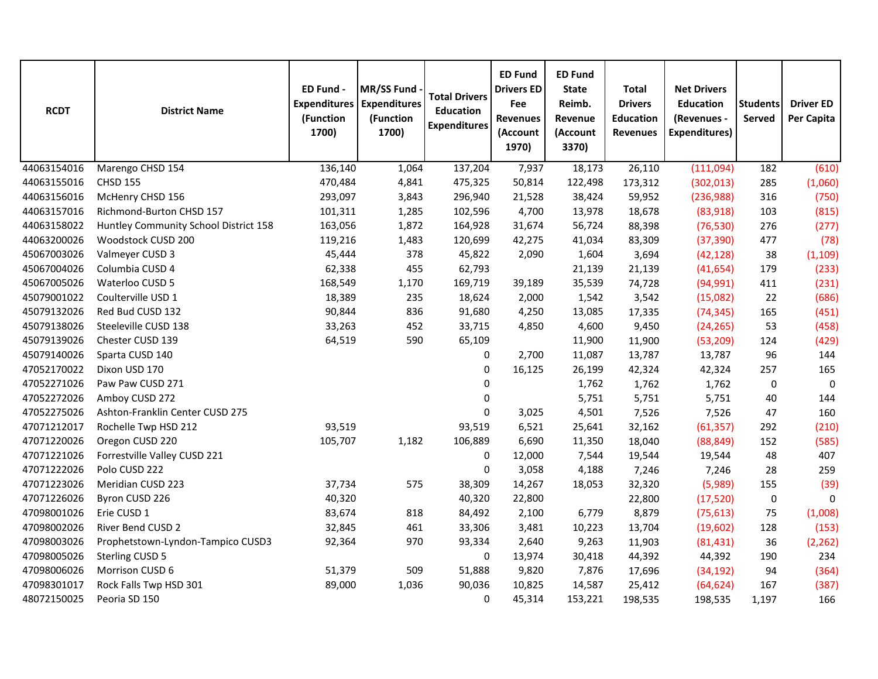| RCDT | District Name | ED Fund - Expenditures (Function 1700) | MR/SS Fund - Expenditures (Function 1700) | Total Drivers Education Expenditures | ED Fund Drivers ED Fee Revenues (Account 1970) | ED Fund State Reimb. Revenue (Account 3370) | Total Drivers Education Revenues | Net Drivers Education (Revenues - Expenditures) | Students Served | Driver ED Per Capita |
|---|---|---|---|---|---|---|---|---|---|---|
| 44063154016 | Marengo CHSD 154 | 136,140 | 1,064 | 137,204 | 7,937 | 18,173 | 26,110 | (111,094) | 182 | (610) |
| 44063155016 | CHSD 155 | 470,484 | 4,841 | 475,325 | 50,814 | 122,498 | 173,312 | (302,013) | 285 | (1,060) |
| 44063156016 | McHenry CHSD 156 | 293,097 | 3,843 | 296,940 | 21,528 | 38,424 | 59,952 | (236,988) | 316 | (750) |
| 44063157016 | Richmond-Burton CHSD 157 | 101,311 | 1,285 | 102,596 | 4,700 | 13,978 | 18,678 | (83,918) | 103 | (815) |
| 44063158022 | Huntley Community School District 158 | 163,056 | 1,872 | 164,928 | 31,674 | 56,724 | 88,398 | (76,530) | 276 | (277) |
| 44063200026 | Woodstock CUSD 200 | 119,216 | 1,483 | 120,699 | 42,275 | 41,034 | 83,309 | (37,390) | 477 | (78) |
| 45067003026 | Valmeyer CUSD 3 | 45,444 | 378 | 45,822 | 2,090 | 1,604 | 3,694 | (42,128) | 38 | (1,109) |
| 45067004026 | Columbia CUSD 4 | 62,338 | 455 | 62,793 | | 21,139 | 21,139 | (41,654) | 179 | (233) |
| 45067005026 | Waterloo CUSD 5 | 168,549 | 1,170 | 169,719 | 39,189 | 35,539 | 74,728 | (94,991) | 411 | (231) |
| 45079001022 | Coulterville USD 1 | 18,389 | 235 | 18,624 | 2,000 | 1,542 | 3,542 | (15,082) | 22 | (686) |
| 45079132026 | Red Bud CUSD 132 | 90,844 | 836 | 91,680 | 4,250 | 13,085 | 17,335 | (74,345) | 165 | (451) |
| 45079138026 | Steeleville CUSD 138 | 33,263 | 452 | 33,715 | 4,850 | 4,600 | 9,450 | (24,265) | 53 | (458) |
| 45079139026 | Chester CUSD 139 | 64,519 | 590 | 65,109 | | 11,900 | 11,900 | (53,209) | 124 | (429) |
| 45079140026 | Sparta CUSD 140 | | | 0 | 2,700 | 11,087 | 13,787 | 13,787 | 96 | 144 |
| 47052170022 | Dixon USD 170 | | | 0 | 16,125 | 26,199 | 42,324 | 42,324 | 257 | 165 |
| 47052271026 | Paw Paw CUSD 271 | | | 0 | | 1,762 | 1,762 | 1,762 | 0 | 0 |
| 47052272026 | Amboy CUSD 272 | | | 0 | | 5,751 | 5,751 | 5,751 | 40 | 144 |
| 47052275026 | Ashton-Franklin Center CUSD 275 | | | 0 | 3,025 | 4,501 | 7,526 | 7,526 | 47 | 160 |
| 47071212017 | Rochelle Twp HSD 212 | 93,519 | | 93,519 | 6,521 | 25,641 | 32,162 | (61,357) | 292 | (210) |
| 47071220026 | Oregon CUSD 220 | 105,707 | 1,182 | 106,889 | 6,690 | 11,350 | 18,040 | (88,849) | 152 | (585) |
| 47071221026 | Forrestville Valley CUSD 221 | | | 0 | 12,000 | 7,544 | 19,544 | 19,544 | 48 | 407 |
| 47071222026 | Polo CUSD 222 | | | 0 | 3,058 | 4,188 | 7,246 | 7,246 | 28 | 259 |
| 47071223026 | Meridian CUSD 223 | 37,734 | 575 | 38,309 | 14,267 | 18,053 | 32,320 | (5,989) | 155 | (39) |
| 47071226026 | Byron CUSD 226 | 40,320 | | 40,320 | 22,800 | | 22,800 | (17,520) | 0 | 0 |
| 47098001026 | Erie CUSD 1 | 83,674 | 818 | 84,492 | 2,100 | 6,779 | 8,879 | (75,613) | 75 | (1,008) |
| 47098002026 | River Bend CUSD 2 | 32,845 | 461 | 33,306 | 3,481 | 10,223 | 13,704 | (19,602) | 128 | (153) |
| 47098003026 | Prophetstown-Lyndon-Tampico CUSD3 | 92,364 | 970 | 93,334 | 2,640 | 9,263 | 11,903 | (81,431) | 36 | (2,262) |
| 47098005026 | Sterling CUSD 5 | | | 0 | 13,974 | 30,418 | 44,392 | 44,392 | 190 | 234 |
| 47098006026 | Morrison CUSD 6 | 51,379 | 509 | 51,888 | 9,820 | 7,876 | 17,696 | (34,192) | 94 | (364) |
| 47098301017 | Rock Falls Twp HSD 301 | 89,000 | 1,036 | 90,036 | 10,825 | 14,587 | 25,412 | (64,624) | 167 | (387) |
| 48072150025 | Peoria SD 150 | | | 0 | 45,314 | 153,221 | 198,535 | 198,535 | 1,197 | 166 |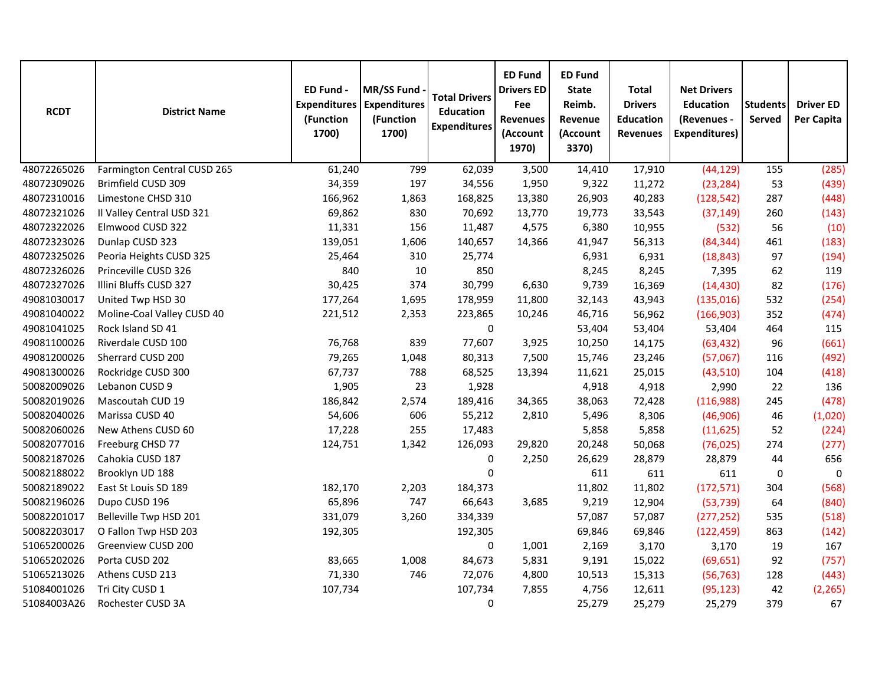| RCDT | District Name | ED Fund - Expenditures (Function 1700) | MR/SS Fund - Expenditures (Function 1700) | Total Drivers Education Expenditures | ED Fund Drivers ED Fee Revenues (Account 1970) | ED Fund State Reimb. Revenue (Account 3370) | Total Drivers Education Revenues | Net Drivers Education (Revenues - Expenditures) | Students Served | Driver ED Per Capita |
|---|---|---|---|---|---|---|---|---|---|---|
| 48072265026 | Farmington Central CUSD 265 | 61,240 | 799 | 62,039 | 3,500 | 14,410 | 17,910 | (44,129) | 155 | (285) |
| 48072309026 | Brimfield CUSD 309 | 34,359 | 197 | 34,556 | 1,950 | 9,322 | 11,272 | (23,284) | 53 | (439) |
| 48072310016 | Limestone CHSD 310 | 166,962 | 1,863 | 168,825 | 13,380 | 26,903 | 40,283 | (128,542) | 287 | (448) |
| 48072321026 | Il Valley Central USD 321 | 69,862 | 830 | 70,692 | 13,770 | 19,773 | 33,543 | (37,149) | 260 | (143) |
| 48072322026 | Elmwood CUSD 322 | 11,331 | 156 | 11,487 | 4,575 | 6,380 | 10,955 | (532) | 56 | (10) |
| 48072323026 | Dunlap CUSD 323 | 139,051 | 1,606 | 140,657 | 14,366 | 41,947 | 56,313 | (84,344) | 461 | (183) |
| 48072325026 | Peoria Heights CUSD 325 | 25,464 | 310 | 25,774 | | 6,931 | 6,931 | (18,843) | 97 | (194) |
| 48072326026 | Princeville CUSD 326 | 840 | 10 | 850 | | 8,245 | 8,245 | 7,395 | 62 | 119 |
| 48072327026 | Illini Bluffs CUSD 327 | 30,425 | 374 | 30,799 | 6,630 | 9,739 | 16,369 | (14,430) | 82 | (176) |
| 49081030017 | United Twp HSD 30 | 177,264 | 1,695 | 178,959 | 11,800 | 32,143 | 43,943 | (135,016) | 532 | (254) |
| 49081040022 | Moline-Coal Valley CUSD 40 | 221,512 | 2,353 | 223,865 | 10,246 | 46,716 | 56,962 | (166,903) | 352 | (474) |
| 49081041025 | Rock Island SD 41 | | | 0 | | 53,404 | 53,404 | 53,404 | 464 | 115 |
| 49081100026 | Riverdale CUSD 100 | 76,768 | 839 | 77,607 | 3,925 | 10,250 | 14,175 | (63,432) | 96 | (661) |
| 49081200026 | Sherrard CUSD 200 | 79,265 | 1,048 | 80,313 | 7,500 | 15,746 | 23,246 | (57,067) | 116 | (492) |
| 49081300026 | Rockridge CUSD 300 | 67,737 | 788 | 68,525 | 13,394 | 11,621 | 25,015 | (43,510) | 104 | (418) |
| 50082009026 | Lebanon CUSD 9 | 1,905 | 23 | 1,928 | | 4,918 | 4,918 | 2,990 | 22 | 136 |
| 50082019026 | Mascoutah CUD 19 | 186,842 | 2,574 | 189,416 | 34,365 | 38,063 | 72,428 | (116,988) | 245 | (478) |
| 50082040026 | Marissa CUSD 40 | 54,606 | 606 | 55,212 | 2,810 | 5,496 | 8,306 | (46,906) | 46 | (1,020) |
| 50082060026 | New Athens CUSD 60 | 17,228 | 255 | 17,483 | | 5,858 | 5,858 | (11,625) | 52 | (224) |
| 50082077016 | Freeburg CHSD 77 | 124,751 | 1,342 | 126,093 | 29,820 | 20,248 | 50,068 | (76,025) | 274 | (277) |
| 50082187026 | Cahokia CUSD 187 | | | 0 | 2,250 | 26,629 | 28,879 | 28,879 | 44 | 656 |
| 50082188022 | Brooklyn UD 188 | | | 0 | | 611 | 611 | 611 | 0 | 0 |
| 50082189022 | East St Louis SD 189 | 182,170 | 2,203 | 184,373 | | 11,802 | 11,802 | (172,571) | 304 | (568) |
| 50082196026 | Dupo CUSD 196 | 65,896 | 747 | 66,643 | 3,685 | 9,219 | 12,904 | (53,739) | 64 | (840) |
| 50082201017 | Belleville Twp HSD 201 | 331,079 | 3,260 | 334,339 | | 57,087 | 57,087 | (277,252) | 535 | (518) |
| 50082203017 | O Fallon Twp HSD 203 | 192,305 | | 192,305 | | 69,846 | 69,846 | (122,459) | 863 | (142) |
| 51065200026 | Greenview CUSD 200 | | | 0 | 1,001 | 2,169 | 3,170 | 3,170 | 19 | 167 |
| 51065202026 | Porta CUSD 202 | 83,665 | 1,008 | 84,673 | 5,831 | 9,191 | 15,022 | (69,651) | 92 | (757) |
| 51065213026 | Athens CUSD 213 | 71,330 | 746 | 72,076 | 4,800 | 10,513 | 15,313 | (56,763) | 128 | (443) |
| 51084001026 | Tri City CUSD 1 | 107,734 | | 107,734 | 7,855 | 4,756 | 12,611 | (95,123) | 42 | (2,265) |
| 51084003A26 | Rochester CUSD 3A | | | 0 | | 25,279 | 25,279 | 25,279 | 379 | 67 |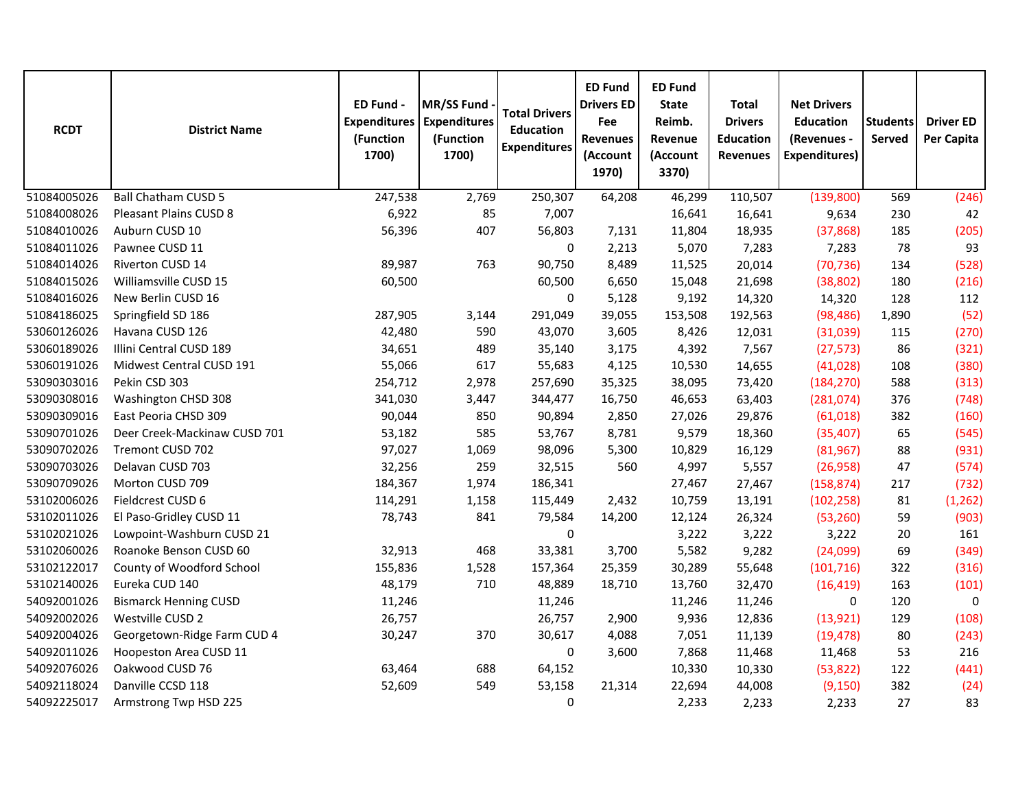| RCDT | District Name | ED Fund - Expenditures (Function 1700) | MR/SS Fund - Expenditures (Function 1700) | Total Drivers Education Expenditures | ED Fund Drivers ED Fee Revenues (Account 1970) | ED Fund State Reimb. Revenue (Account 3370) | Total Drivers Education Revenues | Net Drivers Education (Revenues - Expenditures) | Students Served | Driver ED Per Capita |
|---|---|---|---|---|---|---|---|---|---|---|
| 51084005026 | Ball Chatham CUSD 5 | 247,538 | 2,769 | 250,307 | 64,208 | 46,299 | 110,507 | (139,800) | 569 | (246) |
| 51084008026 | Pleasant Plains CUSD 8 | 6,922 | 85 | 7,007 | | 16,641 | 16,641 | 9,634 | 230 | 42 |
| 51084010026 | Auburn CUSD 10 | 56,396 | 407 | 56,803 | 7,131 | 11,804 | 18,935 | (37,868) | 185 | (205) |
| 51084011026 | Pawnee CUSD 11 | | | 0 | 2,213 | 5,070 | 7,283 | 7,283 | 78 | 93 |
| 51084014026 | Riverton CUSD 14 | 89,987 | 763 | 90,750 | 8,489 | 11,525 | 20,014 | (70,736) | 134 | (528) |
| 51084015026 | Williamsville CUSD 15 | 60,500 | | 60,500 | 6,650 | 15,048 | 21,698 | (38,802) | 180 | (216) |
| 51084016026 | New Berlin CUSD 16 | | | 0 | 5,128 | 9,192 | 14,320 | 14,320 | 128 | 112 |
| 51084186025 | Springfield SD 186 | 287,905 | 3,144 | 291,049 | 39,055 | 153,508 | 192,563 | (98,486) | 1,890 | (52) |
| 53060126026 | Havana CUSD 126 | 42,480 | 590 | 43,070 | 3,605 | 8,426 | 12,031 | (31,039) | 115 | (270) |
| 53060189026 | Illini Central CUSD 189 | 34,651 | 489 | 35,140 | 3,175 | 4,392 | 7,567 | (27,573) | 86 | (321) |
| 53060191026 | Midwest Central CUSD 191 | 55,066 | 617 | 55,683 | 4,125 | 10,530 | 14,655 | (41,028) | 108 | (380) |
| 53090303016 | Pekin CSD 303 | 254,712 | 2,978 | 257,690 | 35,325 | 38,095 | 73,420 | (184,270) | 588 | (313) |
| 53090308016 | Washington CHSD 308 | 341,030 | 3,447 | 344,477 | 16,750 | 46,653 | 63,403 | (281,074) | 376 | (748) |
| 53090309016 | East Peoria CHSD 309 | 90,044 | 850 | 90,894 | 2,850 | 27,026 | 29,876 | (61,018) | 382 | (160) |
| 53090701026 | Deer Creek-Mackinaw CUSD 701 | 53,182 | 585 | 53,767 | 8,781 | 9,579 | 18,360 | (35,407) | 65 | (545) |
| 53090702026 | Tremont CUSD 702 | 97,027 | 1,069 | 98,096 | 5,300 | 10,829 | 16,129 | (81,967) | 88 | (931) |
| 53090703026 | Delavan CUSD 703 | 32,256 | 259 | 32,515 | 560 | 4,997 | 5,557 | (26,958) | 47 | (574) |
| 53090709026 | Morton CUSD 709 | 184,367 | 1,974 | 186,341 | | 27,467 | 27,467 | (158,874) | 217 | (732) |
| 53102006026 | Fieldcrest CUSD 6 | 114,291 | 1,158 | 115,449 | 2,432 | 10,759 | 13,191 | (102,258) | 81 | (1,262) |
| 53102011026 | El Paso-Gridley CUSD 11 | 78,743 | 841 | 79,584 | 14,200 | 12,124 | 26,324 | (53,260) | 59 | (903) |
| 53102021026 | Lowpoint-Washburn CUSD 21 | | | 0 | | 3,222 | 3,222 | 3,222 | 20 | 161 |
| 53102060026 | Roanoke Benson CUSD 60 | 32,913 | 468 | 33,381 | 3,700 | 5,582 | 9,282 | (24,099) | 69 | (349) |
| 53102122017 | County of Woodford School | 155,836 | 1,528 | 157,364 | 25,359 | 30,289 | 55,648 | (101,716) | 322 | (316) |
| 53102140026 | Eureka CUD 140 | 48,179 | 710 | 48,889 | 18,710 | 13,760 | 32,470 | (16,419) | 163 | (101) |
| 54092001026 | Bismarck Henning CUSD | 11,246 | | 11,246 | | 11,246 | 11,246 | 0 | 120 | 0 |
| 54092002026 | Westville CUSD 2 | 26,757 | | 26,757 | 2,900 | 9,936 | 12,836 | (13,921) | 129 | (108) |
| 54092004026 | Georgetown-Ridge Farm CUD 4 | 30,247 | 370 | 30,617 | 4,088 | 7,051 | 11,139 | (19,478) | 80 | (243) |
| 54092011026 | Hoopeston Area CUSD 11 | | | 0 | 3,600 | 7,868 | 11,468 | 11,468 | 53 | 216 |
| 54092076026 | Oakwood CUSD 76 | 63,464 | 688 | 64,152 | | 10,330 | 10,330 | (53,822) | 122 | (441) |
| 54092118024 | Danville CCSD 118 | 52,609 | 549 | 53,158 | 21,314 | 22,694 | 44,008 | (9,150) | 382 | (24) |
| 54092225017 | Armstrong Twp HSD 225 | | | 0 | | 2,233 | 2,233 | 2,233 | 27 | 83 |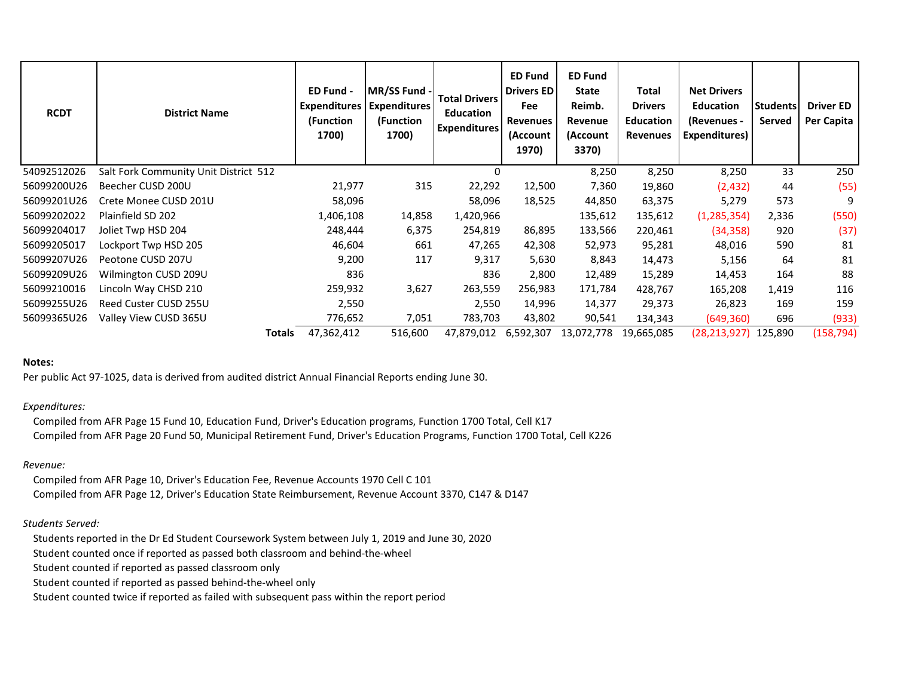| RCDT | District Name | ED Fund - Expenditures (Function 1700) | MR/SS Fund - Expenditures (Function 1700) | Total Drivers Education Expenditures | ED Fund Drivers ED Fee Revenues (Account 1970) | ED Fund State Reimb. Revenue (Account 3370) | Total Drivers Education Revenues | Net Drivers Education (Revenues - Expenditures) | Students Served | Driver ED Per Capita |
|---|---|---|---|---|---|---|---|---|---|---|
| 54092512026 | Salt Fork Community Unit District 512 | | | 0 | | 8,250 | 8,250 | 8,250 | 33 | 250 |
| 56099200U26 | Beecher CUSD 200U | 21,977 | 315 | 22,292 | 12,500 | 7,360 | 19,860 | (2,432) | 44 | (55) |
| 56099201U26 | Crete Monee CUSD 201U | 58,096 | | 58,096 | 18,525 | 44,850 | 63,375 | 5,279 | 573 | 9 |
| 56099202022 | Plainfield SD 202 | 1,406,108 | 14,858 | 1,420,966 | | 135,612 | 135,612 | (1,285,354) | 2,336 | (550) |
| 56099204017 | Joliet Twp HSD 204 | 248,444 | 6,375 | 254,819 | 86,895 | 133,566 | 220,461 | (34,358) | 920 | (37) |
| 56099205017 | Lockport Twp HSD 205 | 46,604 | 661 | 47,265 | 42,308 | 52,973 | 95,281 | 48,016 | 590 | 81 |
| 56099207U26 | Peotone CUSD 207U | 9,200 | 117 | 9,317 | 5,630 | 8,843 | 14,473 | 5,156 | 64 | 81 |
| 56099209U26 | Wilmington CUSD 209U | 836 | | 836 | 2,800 | 12,489 | 15,289 | 14,453 | 164 | 88 |
| 56099210016 | Lincoln Way CHSD 210 | 259,932 | 3,627 | 263,559 | 256,983 | 171,784 | 428,767 | 165,208 | 1,419 | 116 |
| 56099255U26 | Reed Custer CUSD 255U | 2,550 | | 2,550 | 14,996 | 14,377 | 29,373 | 26,823 | 169 | 159 |
| 56099365U26 | Valley View CUSD 365U | 776,652 | 7,051 | 783,703 | 43,802 | 90,541 | 134,343 | (649,360) | 696 | (933) |
| | **Totals** | 47,362,412 | 516,600 | 47,879,012 | 6,592,307 | 13,072,778 | 19,665,085 | (28,213,927) | 125,890 | (158,794) |

**Notes:**

Per public Act 97-1025, data is derived from audited district Annual Financial Reports ending June 30.

*Expenditures:*

Compiled from AFR Page 15 Fund 10, Education Fund, Driver's Education programs, Function 1700 Total, Cell K17

Compiled from AFR Page 20 Fund 50, Municipal Retirement Fund, Driver's Education Programs, Function 1700 Total, Cell K226

*Revenue:*

Compiled from AFR Page 10, Driver's Education Fee, Revenue Accounts 1970 Cell C 101

Compiled from AFR Page 12, Driver's Education State Reimbursement, Revenue Account 3370, C147 & D147

*Students Served:*

Students reported in the Dr Ed Student Coursework System between July 1, 2019 and June 30, 2020

Student counted once if reported as passed both classroom and behind-the-wheel

Student counted if reported as passed classroom only

Student counted if reported as passed behind-the-wheel only

Student counted twice if reported as failed with subsequent pass within the report period